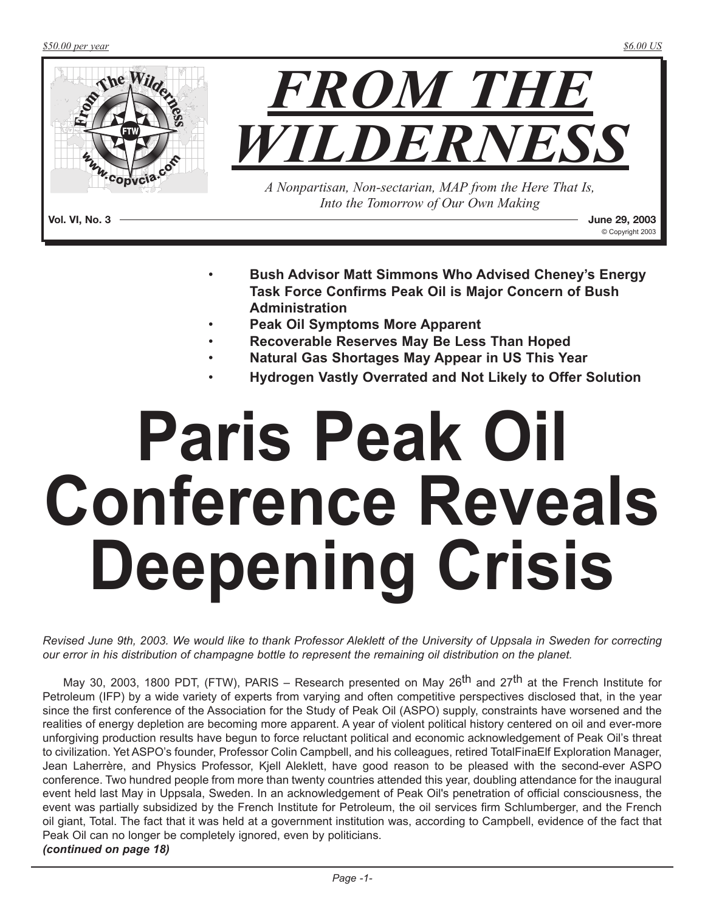*$50.00 per year* *$6.00 US*

# FROM THE WILDERNESS

*A Nonpartisan, Non-sectarian, MAP from the Here That Is, Into the Tomorrow of Our Own Making*

**Vol. VI, No. 3** **June 29, 2003**

© Copyright 2003

- **Bush Advisor Matt Simmons Who Advised Cheney's Energy Task Force Confirms Peak Oil is Major Concern of Bush Administration**
- **Peak Oil Symptoms More Apparent**
- **Recoverable Reserves May Be Less Than Hoped**
- **Natural Gas Shortages May Appear in US This Year**
- **Hydrogen Vastly Overrated and Not Likely to Offer Solution**

# Paris Peak Oil Conference Reveals Deepening Crisis

*Revised June 9th, 2003. We would like to thank Professor Aleklett of the University of Uppsala in Sweden for correcting our error in his distribution of champagne bottle to represent the remaining oil distribution on the planet.*

May 30, 2003, 1800 PDT, (FTW), PARIS – Research presented on May 26th and 27th at the French Institute for Petroleum (IFP) by a wide variety of experts from varying and often competitive perspectives disclosed that, in the year since the first conference of the Association for the Study of Peak Oil (ASPO) supply, constraints have worsened and the realities of energy depletion are becoming more apparent. A year of violent political history centered on oil and ever-more unforgiving production results have begun to force reluctant political and economic acknowledgement of Peak Oil's threat to civilization. Yet ASPO's founder, Professor Colin Campbell, and his colleagues, retired TotalFinaElf Exploration Manager, Jean Laherrère, and Physics Professor, Kjell Aleklett, have good reason to be pleased with the second-ever ASPO conference. Two hundred people from more than twenty countries attended this year, doubling attendance for the inaugural event held last May in Uppsala, Sweden. In an acknowledgement of Peak Oil's penetration of official consciousness, the event was partially subsidized by the French Institute for Petroleum, the oil services firm Schlumberger, and the French oil giant, Total. The fact that it was held at a government institution was, according to Campbell, evidence of the fact that Peak Oil can no longer be completely ignored, even by politicians.

***(continued on page 18)***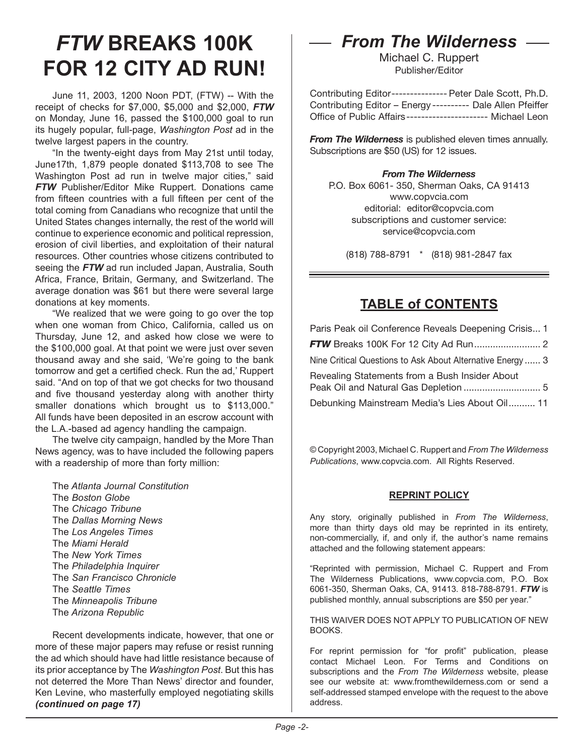# *FTW* BREAKS 100K FOR 12 CITY AD RUN!

June 11, 2003, 1200 Noon PDT, (FTW) -- With the receipt of checks for $7,000, $5,000 and $2,000, ***FTW*** on Monday, June 16, passed the $100,000 goal to run its hugely popular, full-page, *Washington Post* ad in the twelve largest papers in the country.

"In the twenty-eight days from May 21st until today, June17th, 1,879 people donated $113,708 to see The Washington Post ad run in twelve major cities," said ***FTW*** Publisher/Editor Mike Ruppert. Donations came from fifteen countries with a full fifteen per cent of the total coming from Canadians who recognize that until the United States changes internally, the rest of the world will continue to experience economic and political repression, erosion of civil liberties, and exploitation of their natural resources. Other countries whose citizens contributed to seeing the ***FTW*** ad run included Japan, Australia, South Africa, France, Britain, Germany, and Switzerland. The average donation was $61 but there were several large donations at key moments.

"We realized that we were going to go over the top when one woman from Chico, California, called us on Thursday, June 12, and asked how close we were to the $100,000 goal. At that point we were just over seven thousand away and she said, 'We're going to the bank tomorrow and get a certified check. Run the ad,' Ruppert said. "And on top of that we got checks for two thousand and five thousand yesterday along with another thirty smaller donations which brought us to $113,000." All funds have been deposited in an escrow account with the L.A.-based ad agency handling the campaign.

The twelve city campaign, handled by the More Than News agency, was to have included the following papers with a readership of more than forty million:

The *Atlanta Journal Constitution*  
The *Boston Globe*  
The *Chicago Tribune*  
The *Dallas Morning News*  
The *Los Angeles Times*  
The *Miami Herald*  
The *New York Times*  
The *Philadelphia Inquirer*  
The *San Francisco Chronicle*  
The *Seattle Times*  
The *Minneapolis Tribune*  
The *Arizona Republic*

Recent developments indicate, however, that one or more of these major papers may refuse or resist running the ad which should have had little resistance because of its prior acceptance by The *Washington Post*. But this has not deterred the More Than News' director and founder, Ken Levine, who masterfully employed negotiating skills ***(continued on page 17)***

## *From The Wilderness*

Michael C. Ruppert  
Publisher/Editor

Contributing Editor --------------- Peter Dale Scott, Ph.D.  
Contributing Editor – Energy ---------- Dale Allen Pfeiffer  
Office of Public Affairs ---------------------- Michael Leon

***From The Wilderness*** is published eleven times annually. Subscriptions are $50 (US) for 12 issues.

***From The Wilderness***  
P.O. Box 6061- 350, Sherman Oaks, CA 91413  
www.copvcia.com  
editorial: editor@copvcia.com  
subscriptions and customer service:  
service@copvcia.com

(818) 788-8791 * (818) 981-2847 fax

## TABLE of CONTENTS

Paris Peak oil Conference Reveals Deepening Crisis... 1  
***FTW*** Breaks 100K For 12 City Ad Run......................... 2  
Nine Critical Questions to Ask About Alternative Energy...... 3  
Revealing Statements from a Bush Insider About Peak Oil and Natural Gas Depletion ............................ 5  
Debunking Mainstream Media's Lies About Oil.......... 11

© Copyright 2003, Michael C. Ruppert and *From The Wilderness Publications*, www.copvcia.com. All Rights Reserved.

### REPRINT POLICY

Any story, originally published in *From The Wilderness*, more than thirty days old may be reprinted in its entirety, non-commercially, if, and only if, the author's name remains attached and the following statement appears:

"Reprinted with permission, Michael C. Ruppert and From The Wilderness Publications, www.copvcia.com, P.O. Box 6061-350, Sherman Oaks, CA, 91413. 818-788-8791. ***FTW*** is published monthly, annual subscriptions are $50 per year."

THIS WAIVER DOES NOT APPLY TO PUBLICATION OF NEW BOOKS.

For reprint permission for "for profit" publication, please contact Michael Leon. For Terms and Conditions on subscriptions and the *From The Wilderness* website, please see our website at: www.fromthewilderness.com or send a self-addressed stamped envelope with the request to the above address.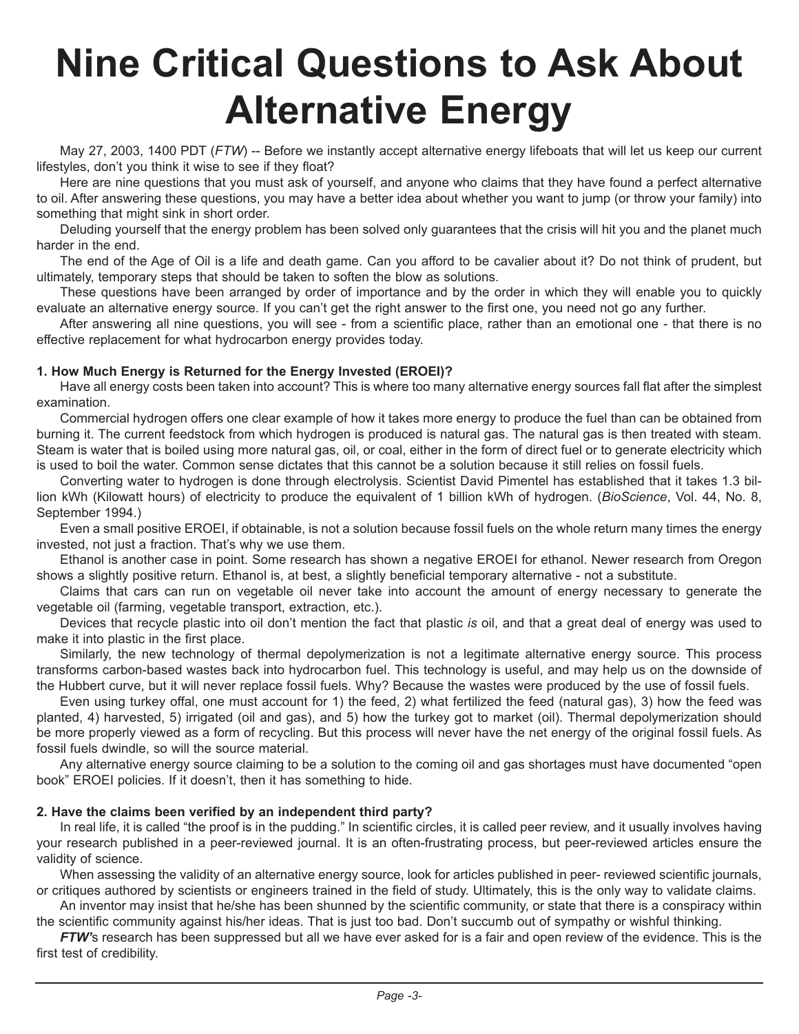# Nine Critical Questions to Ask About Alternative Energy

May 27, 2003, 1400 PDT (*FTW*) -- Before we instantly accept alternative energy lifeboats that will let us keep our current lifestyles, don't you think it wise to see if they float?

Here are nine questions that you must ask of yourself, and anyone who claims that they have found a perfect alternative to oil. After answering these questions, you may have a better idea about whether you want to jump (or throw your family) into something that might sink in short order.

Deluding yourself that the energy problem has been solved only guarantees that the crisis will hit you and the planet much harder in the end.

The end of the Age of Oil is a life and death game. Can you afford to be cavalier about it? Do not think of prudent, but ultimately, temporary steps that should be taken to soften the blow as solutions.

These questions have been arranged by order of importance and by the order in which they will enable you to quickly evaluate an alternative energy source. If you can't get the right answer to the first one, you need not go any further.

After answering all nine questions, you will see - from a scientific place, rather than an emotional one - that there is no effective replacement for what hydrocarbon energy provides today.

**1. How Much Energy is Returned for the Energy Invested (EROEI)?**

Have all energy costs been taken into account? This is where too many alternative energy sources fall flat after the simplest examination.

Commercial hydrogen offers one clear example of how it takes more energy to produce the fuel than can be obtained from burning it. The current feedstock from which hydrogen is produced is natural gas. The natural gas is then treated with steam. Steam is water that is boiled using more natural gas, oil, or coal, either in the form of direct fuel or to generate electricity which is used to boil the water. Common sense dictates that this cannot be a solution because it still relies on fossil fuels.

Converting water to hydrogen is done through electrolysis. Scientist David Pimentel has established that it takes 1.3 billion kWh (Kilowatt hours) of electricity to produce the equivalent of 1 billion kWh of hydrogen. (*BioScience*, Vol. 44, No. 8, September 1994.)

Even a small positive EROEI, if obtainable, is not a solution because fossil fuels on the whole return many times the energy invested, not just a fraction. That's why we use them.

Ethanol is another case in point. Some research has shown a negative EROEI for ethanol. Newer research from Oregon shows a slightly positive return. Ethanol is, at best, a slightly beneficial temporary alternative - not a substitute.

Claims that cars can run on vegetable oil never take into account the amount of energy necessary to generate the vegetable oil (farming, vegetable transport, extraction, etc.).

Devices that recycle plastic into oil don't mention the fact that plastic *is* oil, and that a great deal of energy was used to make it into plastic in the first place.

Similarly, the new technology of thermal depolymerization is not a legitimate alternative energy source. This process transforms carbon-based wastes back into hydrocarbon fuel. This technology is useful, and may help us on the downside of the Hubbert curve, but it will never replace fossil fuels. Why? Because the wastes were produced by the use of fossil fuels.

Even using turkey offal, one must account for 1) the feed, 2) what fertilized the feed (natural gas), 3) how the feed was planted, 4) harvested, 5) irrigated (oil and gas), and 5) how the turkey got to market (oil). Thermal depolymerization should be more properly viewed as a form of recycling. But this process will never have the net energy of the original fossil fuels. As fossil fuels dwindle, so will the source material.

Any alternative energy source claiming to be a solution to the coming oil and gas shortages must have documented "open book" EROEI policies. If it doesn't, then it has something to hide.

**2. Have the claims been verified by an independent third party?**

In real life, it is called "the proof is in the pudding." In scientific circles, it is called peer review, and it usually involves having your research published in a peer-reviewed journal. It is an often-frustrating process, but peer-reviewed articles ensure the validity of science.

When assessing the validity of an alternative energy source, look for articles published in peer- reviewed scientific journals, or critiques authored by scientists or engineers trained in the field of study. Ultimately, this is the only way to validate claims.

An inventor may insist that he/she has been shunned by the scientific community, or state that there is a conspiracy within the scientific community against his/her ideas. That is just too bad. Don't succumb out of sympathy or wishful thinking.

***FTW'***s research has been suppressed but all we have ever asked for is a fair and open review of the evidence. This is the first test of credibility.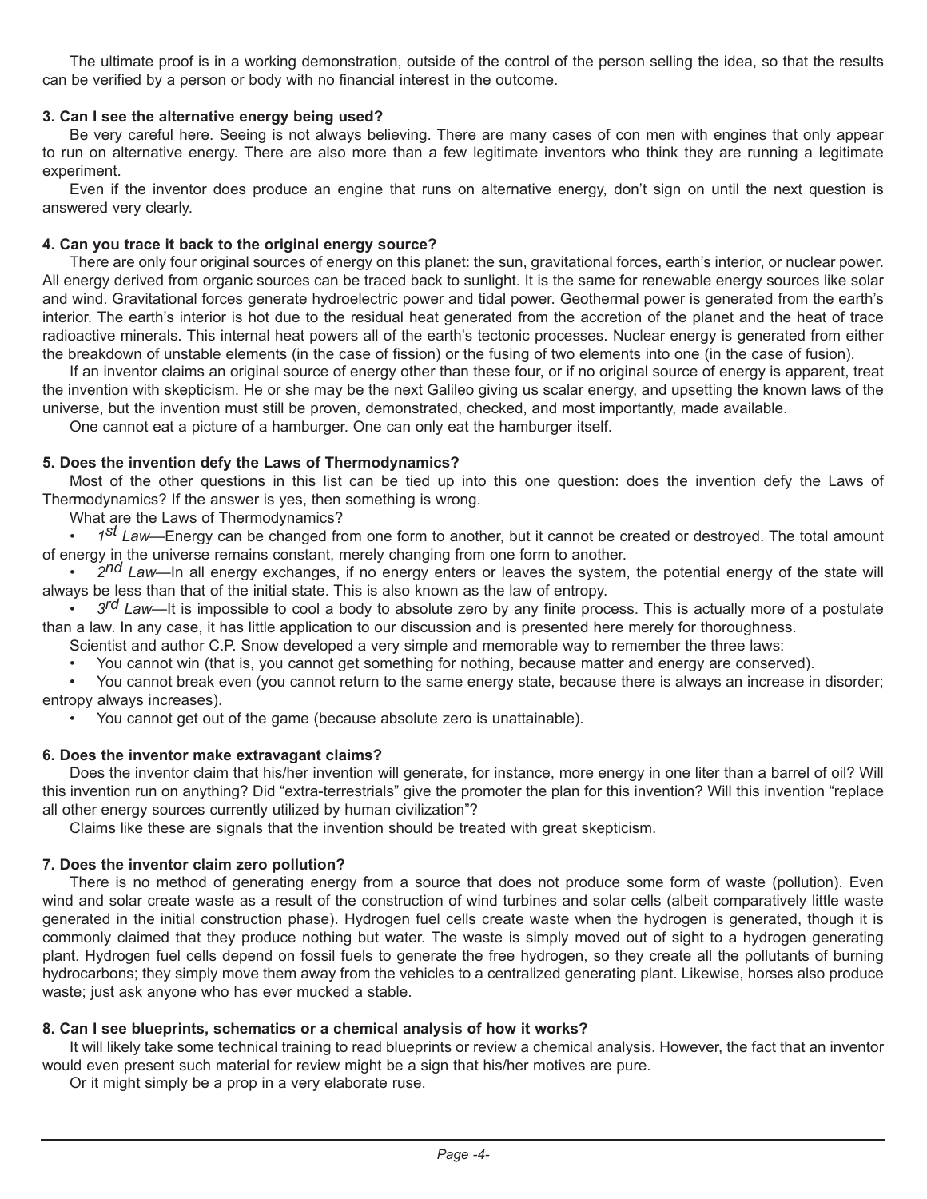The ultimate proof is in a working demonstration, outside of the control of the person selling the idea, so that the results can be verified by a person or body with no financial interest in the outcome.

**3. Can I see the alternative energy being used?**

Be very careful here. Seeing is not always believing. There are many cases of con men with engines that only appear to run on alternative energy. There are also more than a few legitimate inventors who think they are running a legitimate experiment.

Even if the inventor does produce an engine that runs on alternative energy, don't sign on until the next question is answered very clearly.

**4. Can you trace it back to the original energy source?**

There are only four original sources of energy on this planet: the sun, gravitational forces, earth's interior, or nuclear power. All energy derived from organic sources can be traced back to sunlight. It is the same for renewable energy sources like solar and wind. Gravitational forces generate hydroelectric power and tidal power. Geothermal power is generated from the earth's interior. The earth's interior is hot due to the residual heat generated from the accretion of the planet and the heat of trace radioactive minerals. This internal heat powers all of the earth's tectonic processes. Nuclear energy is generated from either the breakdown of unstable elements (in the case of fission) or the fusing of two elements into one (in the case of fusion).

If an inventor claims an original source of energy other than these four, or if no original source of energy is apparent, treat the invention with skepticism. He or she may be the next Galileo giving us scalar energy, and upsetting the known laws of the universe, but the invention must still be proven, demonstrated, checked, and most importantly, made available.

One cannot eat a picture of a hamburger. One can only eat the hamburger itself.

**5. Does the invention defy the Laws of Thermodynamics?**

Most of the other questions in this list can be tied up into this one question: does the invention defy the Laws of Thermodynamics? If the answer is yes, then something is wrong.

What are the Laws of Thermodynamics?

- *1st Law*—Energy can be changed from one form to another, but it cannot be created or destroyed. The total amount of energy in the universe remains constant, merely changing from one form to another.
- *2nd Law*—In all energy exchanges, if no energy enters or leaves the system, the potential energy of the state will always be less than that of the initial state. This is also known as the law of entropy.
- *3rd Law*—It is impossible to cool a body to absolute zero by any finite process. This is actually more of a postulate than a law. In any case, it has little application to our discussion and is presented here merely for thoroughness.

Scientist and author C.P. Snow developed a very simple and memorable way to remember the three laws:

- You cannot win (that is, you cannot get something for nothing, because matter and energy are conserved).
- You cannot break even (you cannot return to the same energy state, because there is always an increase in disorder; entropy always increases).
- You cannot get out of the game (because absolute zero is unattainable).

**6. Does the inventor make extravagant claims?**

Does the inventor claim that his/her invention will generate, for instance, more energy in one liter than a barrel of oil? Will this invention run on anything? Did "extra-terrestrials" give the promoter the plan for this invention? Will this invention "replace all other energy sources currently utilized by human civilization"?

Claims like these are signals that the invention should be treated with great skepticism.

**7. Does the inventor claim zero pollution?**

There is no method of generating energy from a source that does not produce some form of waste (pollution). Even wind and solar create waste as a result of the construction of wind turbines and solar cells (albeit comparatively little waste generated in the initial construction phase). Hydrogen fuel cells create waste when the hydrogen is generated, though it is commonly claimed that they produce nothing but water. The waste is simply moved out of sight to a hydrogen generating plant. Hydrogen fuel cells depend on fossil fuels to generate the free hydrogen, so they create all the pollutants of burning hydrocarbons; they simply move them away from the vehicles to a centralized generating plant. Likewise, horses also produce waste; just ask anyone who has ever mucked a stable.

**8. Can I see blueprints, schematics or a chemical analysis of how it works?**

It will likely take some technical training to read blueprints or review a chemical analysis. However, the fact that an inventor would even present such material for review might be a sign that his/her motives are pure.

Or it might simply be a prop in a very elaborate ruse.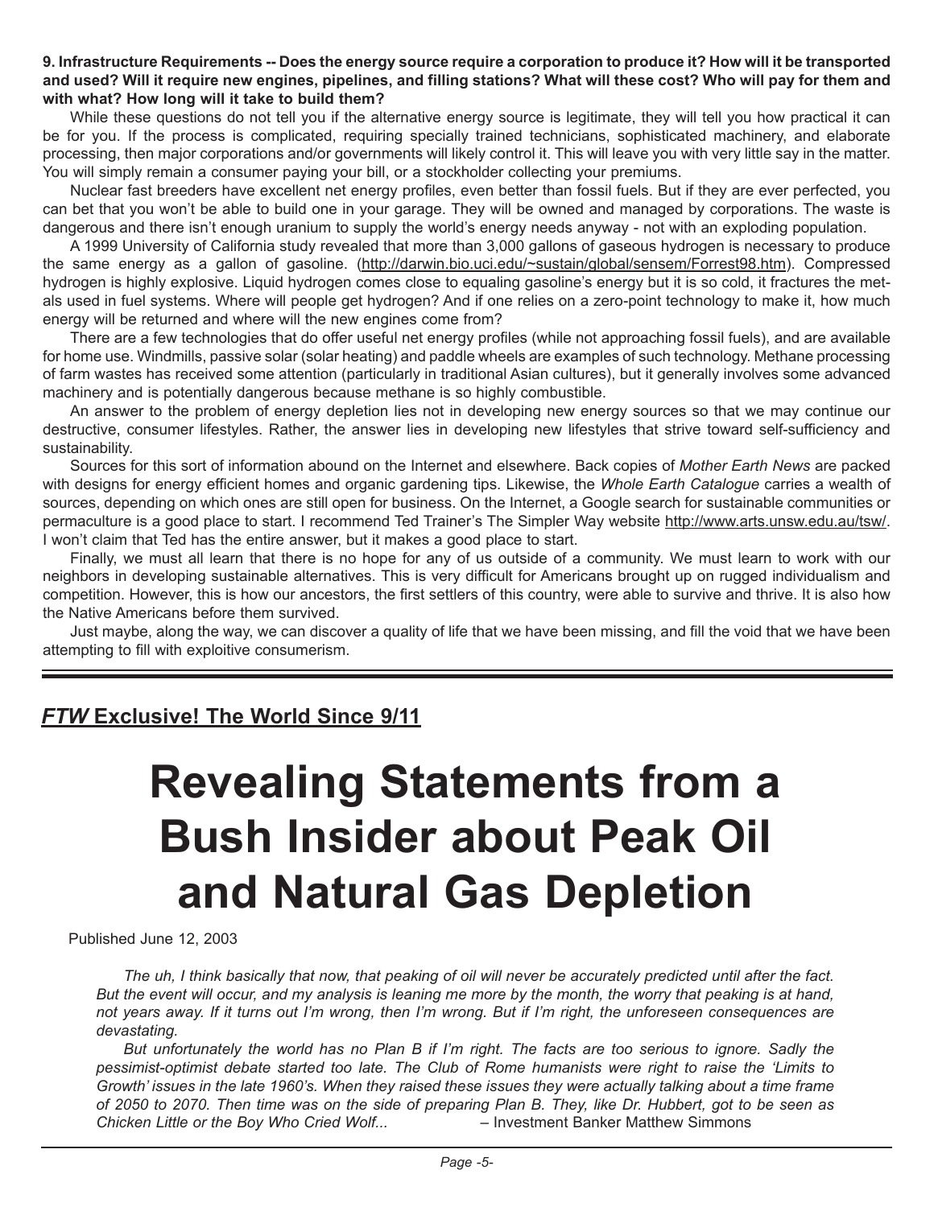**9. Infrastructure Requirements -- Does the energy source require a corporation to produce it? How will it be transported and used? Will it require new engines, pipelines, and filling stations? What will these cost? Who will pay for them and with what? How long will it take to build them?**

While these questions do not tell you if the alternative energy source is legitimate, they will tell you how practical it can be for you. If the process is complicated, requiring specially trained technicians, sophisticated machinery, and elaborate processing, then major corporations and/or governments will likely control it. This will leave you with very little say in the matter. You will simply remain a consumer paying your bill, or a stockholder collecting your premiums.

Nuclear fast breeders have excellent net energy profiles, even better than fossil fuels. But if they are ever perfected, you can bet that you won't be able to build one in your garage. They will be owned and managed by corporations. The waste is dangerous and there isn't enough uranium to supply the world's energy needs anyway - not with an exploding population.

A 1999 University of California study revealed that more than 3,000 gallons of gaseous hydrogen is necessary to produce the same energy as a gallon of gasoline. (http://darwin.bio.uci.edu/~sustain/global/sensem/Forrest98.htm). Compressed hydrogen is highly explosive. Liquid hydrogen comes close to equaling gasoline's energy but it is so cold, it fractures the metals used in fuel systems. Where will people get hydrogen? And if one relies on a zero-point technology to make it, how much energy will be returned and where will the new engines come from?

There are a few technologies that do offer useful net energy profiles (while not approaching fossil fuels), and are available for home use. Windmills, passive solar (solar heating) and paddle wheels are examples of such technology. Methane processing of farm wastes has received some attention (particularly in traditional Asian cultures), but it generally involves some advanced machinery and is potentially dangerous because methane is so highly combustible.

An answer to the problem of energy depletion lies not in developing new energy sources so that we may continue our destructive, consumer lifestyles. Rather, the answer lies in developing new lifestyles that strive toward self-sufficiency and sustainability.

Sources for this sort of information abound on the Internet and elsewhere. Back copies of *Mother Earth News* are packed with designs for energy efficient homes and organic gardening tips. Likewise, the *Whole Earth Catalogue* carries a wealth of sources, depending on which ones are still open for business. On the Internet, a Google search for sustainable communities or permaculture is a good place to start. I recommend Ted Trainer's The Simpler Way website http://www.arts.unsw.edu.au/tsw/. I won't claim that Ted has the entire answer, but it makes a good place to start.

Finally, we must all learn that there is no hope for any of us outside of a community. We must learn to work with our neighbors in developing sustainable alternatives. This is very difficult for Americans brought up on rugged individualism and competition. However, this is how our ancestors, the first settlers of this country, were able to survive and thrive. It is also how the Native Americans before them survived.

Just maybe, along the way, we can discover a quality of life that we have been missing, and fill the void that we have been attempting to fill with exploitive consumerism.

---

***FTW* Exclusive! The World Since 9/11**

# Revealing Statements from a Bush Insider about Peak Oil and Natural Gas Depletion

Published June 12, 2003

*The uh, I think basically that now, that peaking of oil will never be accurately predicted until after the fact. But the event will occur, and my analysis is leaning me more by the month, the worry that peaking is at hand, not years away. If it turns out I'm wrong, then I'm wrong. But if I'm right, the unforeseen consequences are devastating.*

*But unfortunately the world has no Plan B if I'm right. The facts are too serious to ignore. Sadly the pessimist-optimist debate started too late. The Club of Rome humanists were right to raise the 'Limits to Growth' issues in the late 1960's. When they raised these issues they were actually talking about a time frame of 2050 to 2070. Then time was on the side of preparing Plan B. They, like Dr. Hubbert, got to be seen as Chicken Little or the Boy Who Cried Wolf...* – Investment Banker Matthew Simmons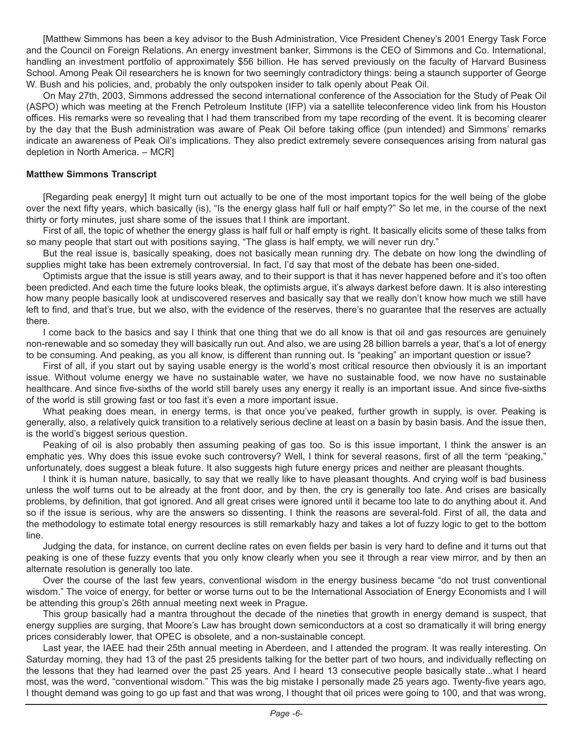[Matthew Simmons has been a key advisor to the Bush Administration, Vice President Cheney's 2001 Energy Task Force and the Council on Foreign Relations. An energy investment banker, Simmons is the CEO of Simmons and Co. International, handling an investment portfolio of approximately $56 billion. He has served previously on the faculty of Harvard Business School. Among Peak Oil researchers he is known for two seemingly contradictory things: being a staunch supporter of George W. Bush and his policies, and, probably the only outspoken insider to talk openly about Peak Oil.

On May 27th, 2003, Simmons addressed the second international conference of the Association for the Study of Peak Oil (ASPO) which was meeting at the French Petroleum Institute (IFP) via a satellite teleconference video link from his Houston offices. His remarks were so revealing that I had them transcribed from my tape recording of the event. It is becoming clearer by the day that the Bush administration was aware of Peak Oil before taking office (pun intended) and Simmons' remarks indicate an awareness of Peak Oil's implications. They also predict extremely severe consequences arising from natural gas depletion in North America. – MCR]

**Matthew Simmons Transcript**

[Regarding peak energy] It might turn out actually to be one of the most important topics for the well being of the globe over the next fifty years, which basically (is), "Is the energy glass half full or half empty?" So let me, in the course of the next thirty or forty minutes, just share some of the issues that I think are important.

First of all, the topic of whether the energy glass is half full or half empty is right. It basically elicits some of these talks from so many people that start out with positions saying, "The glass is half empty, we will never run dry."

But the real issue is, basically speaking, does not basically mean running dry. The debate on how long the dwindling of supplies might take has been extremely controversial. In fact, I'd say that most of the debate has been one-sided.

Optimists argue that the issue is still years away, and to their support is that it has never happened before and it's too often been predicted. And each time the future looks bleak, the optimists argue, it's always darkest before dawn. It is also interesting how many people basically look at undiscovered reserves and basically say that we really don't know how much we still have left to find, and that's true, but we also, with the evidence of the reserves, there's no guarantee that the reserves are actually there.

I come back to the basics and say I think that one thing that we do all know is that oil and gas resources are genuinely non-renewable and so someday they will basically run out. And also, we are using 28 billion barrels a year, that's a lot of energy to be consuming. And peaking, as you all know, is different than running out. Is "peaking" an important question or issue?

First of all, if you start out by saying usable energy is the world's most critical resource then obviously it is an important issue. Without volume energy we have no sustainable water, we have no sustainable food, we now have no sustainable healthcare. And since five-sixths of the world still barely uses any energy it really is an important issue. And since five-sixths of the world is still growing fast or too fast it's even a more important issue.

What peaking does mean, in energy terms, is that once you've peaked, further growth in supply, is over. Peaking is generally, also, a relatively quick transition to a relatively serious decline at least on a basin by basin basis. And the issue then, is the world's biggest serious question.

Peaking of oil is also probably then assuming peaking of gas too. So is this issue important, I think the answer is an emphatic yes. Why does this issue evoke such controversy? Well, I think for several reasons, first of all the term "peaking," unfortunately, does suggest a bleak future. It also suggests high future energy prices and neither are pleasant thoughts.

I think it is human nature, basically, to say that we really like to have pleasant thoughts. And crying wolf is bad business unless the wolf turns out to be already at the front door, and by then, the cry is generally too late. And crises are basically problems, by definition, that got ignored. And all great crises were ignored until it became too late to do anything about it. And so if the issue is serious, why are the answers so dissenting. I think the reasons are several-fold. First of all, the data and the methodology to estimate total energy resources is still remarkably hazy and takes a lot of fuzzy logic to get to the bottom line.

Judging the data, for instance, on current decline rates on even fields per basin is very hard to define and it turns out that peaking is one of these fuzzy events that you only know clearly when you see it through a rear view mirror, and by then an alternate resolution is generally too late.

Over the course of the last few years, conventional wisdom in the energy business became "do not trust conventional wisdom." The voice of energy, for better or worse turns out to be the International Association of Energy Economists and I will be attending this group's 26th annual meeting next week in Prague.

This group basically had a mantra throughout the decade of the nineties that growth in energy demand is suspect, that energy supplies are surging, that Moore's Law has brought down semiconductors at a cost so dramatically it will bring energy prices considerably lower, that OPEC is obsolete, and a non-sustainable concept.

Last year, the IAEE had their 25th annual meeting in Aberdeen, and I attended the program. It was really interesting. On Saturday morning, they had 13 of the past 25 presidents talking for the better part of two hours, and individually reflecting on the lessons that they had learned over the past 25 years. And I heard 13 consecutive people basically state...what I heard most, was the word, "conventional wisdom." This was the big mistake I personally made 25 years ago. Twenty-five years ago, I thought demand was going to go up fast and that was wrong, I thought that oil prices were going to 100, and that was wrong,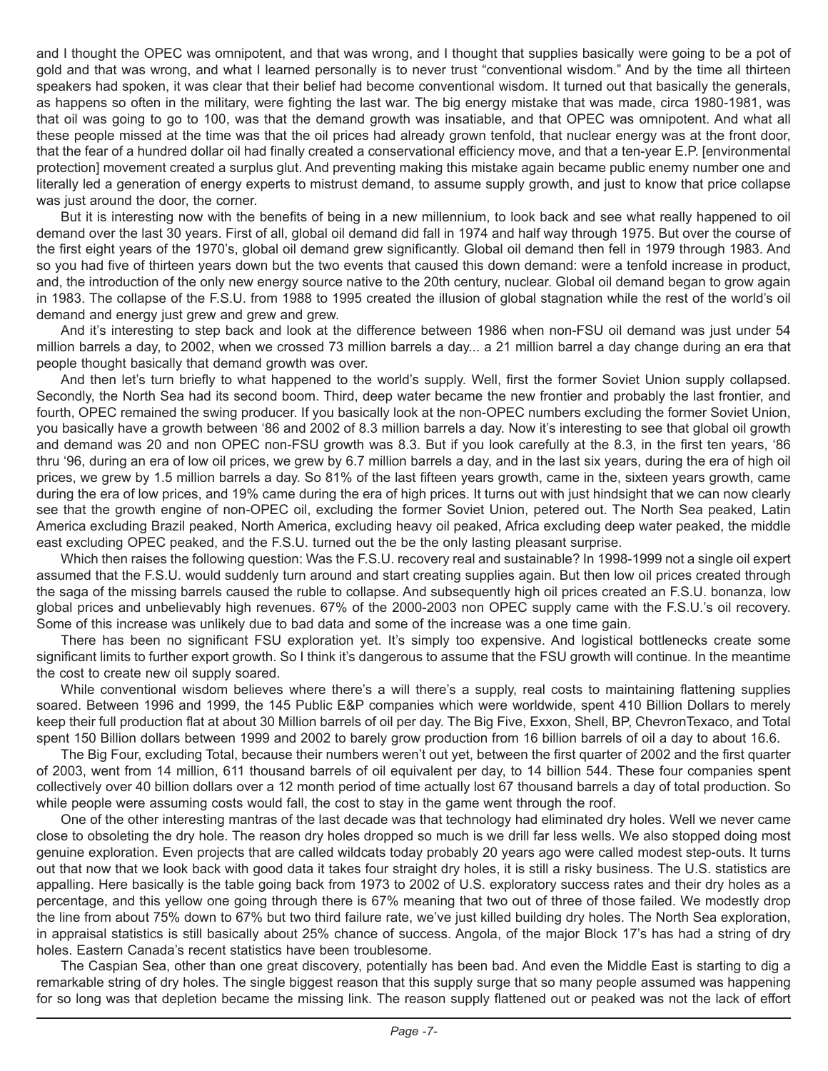and I thought the OPEC was omnipotent, and that was wrong, and I thought that supplies basically were going to be a pot of gold and that was wrong, and what I learned personally is to never trust "conventional wisdom." And by the time all thirteen speakers had spoken, it was clear that their belief had become conventional wisdom. It turned out that basically the generals, as happens so often in the military, were fighting the last war. The big energy mistake that was made, circa 1980-1981, was that oil was going to go to 100, was that the demand growth was insatiable, and that OPEC was omnipotent. And what all these people missed at the time was that the oil prices had already grown tenfold, that nuclear energy was at the front door, that the fear of a hundred dollar oil had finally created a conservational efficiency move, and that a ten-year E.P. [environmental protection] movement created a surplus glut. And preventing making this mistake again became public enemy number one and literally led a generation of energy experts to mistrust demand, to assume supply growth, and just to know that price collapse was just around the door, the corner.

But it is interesting now with the benefits of being in a new millennium, to look back and see what really happened to oil demand over the last 30 years. First of all, global oil demand did fall in 1974 and half way through 1975. But over the course of the first eight years of the 1970's, global oil demand grew significantly. Global oil demand then fell in 1979 through 1983. And so you had five of thirteen years down but the two events that caused this down demand: were a tenfold increase in product, and, the introduction of the only new energy source native to the 20th century, nuclear. Global oil demand began to grow again in 1983. The collapse of the F.S.U. from 1988 to 1995 created the illusion of global stagnation while the rest of the world's oil demand and energy just grew and grew and grew.

And it's interesting to step back and look at the difference between 1986 when non-FSU oil demand was just under 54 million barrels a day, to 2002, when we crossed 73 million barrels a day... a 21 million barrel a day change during an era that people thought basically that demand growth was over.

And then let's turn briefly to what happened to the world's supply. Well, first the former Soviet Union supply collapsed. Secondly, the North Sea had its second boom. Third, deep water became the new frontier and probably the last frontier, and fourth, OPEC remained the swing producer. If you basically look at the non-OPEC numbers excluding the former Soviet Union, you basically have a growth between '86 and 2002 of 8.3 million barrels a day. Now it's interesting to see that global oil growth and demand was 20 and non OPEC non-FSU growth was 8.3. But if you look carefully at the 8.3, in the first ten years, '86 thru '96, during an era of low oil prices, we grew by 6.7 million barrels a day, and in the last six years, during the era of high oil prices, we grew by 1.5 million barrels a day. So 81% of the last fifteen years growth, came in the, sixteen years growth, came during the era of low prices, and 19% came during the era of high prices. It turns out with just hindsight that we can now clearly see that the growth engine of non-OPEC oil, excluding the former Soviet Union, petered out. The North Sea peaked, Latin America excluding Brazil peaked, North America, excluding heavy oil peaked, Africa excluding deep water peaked, the middle east excluding OPEC peaked, and the F.S.U. turned out the be the only lasting pleasant surprise.

Which then raises the following question: Was the F.S.U. recovery real and sustainable? In 1998-1999 not a single oil expert assumed that the F.S.U. would suddenly turn around and start creating supplies again. But then low oil prices created through the saga of the missing barrels caused the ruble to collapse. And subsequently high oil prices created an F.S.U. bonanza, low global prices and unbelievably high revenues. 67% of the 2000-2003 non OPEC supply came with the F.S.U.'s oil recovery. Some of this increase was unlikely due to bad data and some of the increase was a one time gain.

There has been no significant FSU exploration yet. It's simply too expensive. And logistical bottlenecks create some significant limits to further export growth. So I think it's dangerous to assume that the FSU growth will continue. In the meantime the cost to create new oil supply soared.

While conventional wisdom believes where there's a will there's a supply, real costs to maintaining flattening supplies soared. Between 1996 and 1999, the 145 Public E&P companies which were worldwide, spent 410 Billion Dollars to merely keep their full production flat at about 30 Million barrels of oil per day. The Big Five, Exxon, Shell, BP, ChevronTexaco, and Total spent 150 Billion dollars between 1999 and 2002 to barely grow production from 16 billion barrels of oil a day to about 16.6.

The Big Four, excluding Total, because their numbers weren't out yet, between the first quarter of 2002 and the first quarter of 2003, went from 14 million, 611 thousand barrels of oil equivalent per day, to 14 billion 544. These four companies spent collectively over 40 billion dollars over a 12 month period of time actually lost 67 thousand barrels a day of total production. So while people were assuming costs would fall, the cost to stay in the game went through the roof.

One of the other interesting mantras of the last decade was that technology had eliminated dry holes. Well we never came close to obsoleting the dry hole. The reason dry holes dropped so much is we drill far less wells. We also stopped doing most genuine exploration. Even projects that are called wildcats today probably 20 years ago were called modest step-outs. It turns out that now that we look back with good data it takes four straight dry holes, it is still a risky business. The U.S. statistics are appalling. Here basically is the table going back from 1973 to 2002 of U.S. exploratory success rates and their dry holes as a percentage, and this yellow one going through there is 67% meaning that two out of three of those failed. We modestly drop the line from about 75% down to 67% but two third failure rate, we've just killed building dry holes. The North Sea exploration, in appraisal statistics is still basically about 25% chance of success. Angola, of the major Block 17's has had a string of dry holes. Eastern Canada's recent statistics have been troublesome.

The Caspian Sea, other than one great discovery, potentially has been bad. And even the Middle East is starting to dig a remarkable string of dry holes. The single biggest reason that this supply surge that so many people assumed was happening for so long was that depletion became the missing link. The reason supply flattened out or peaked was not the lack of effort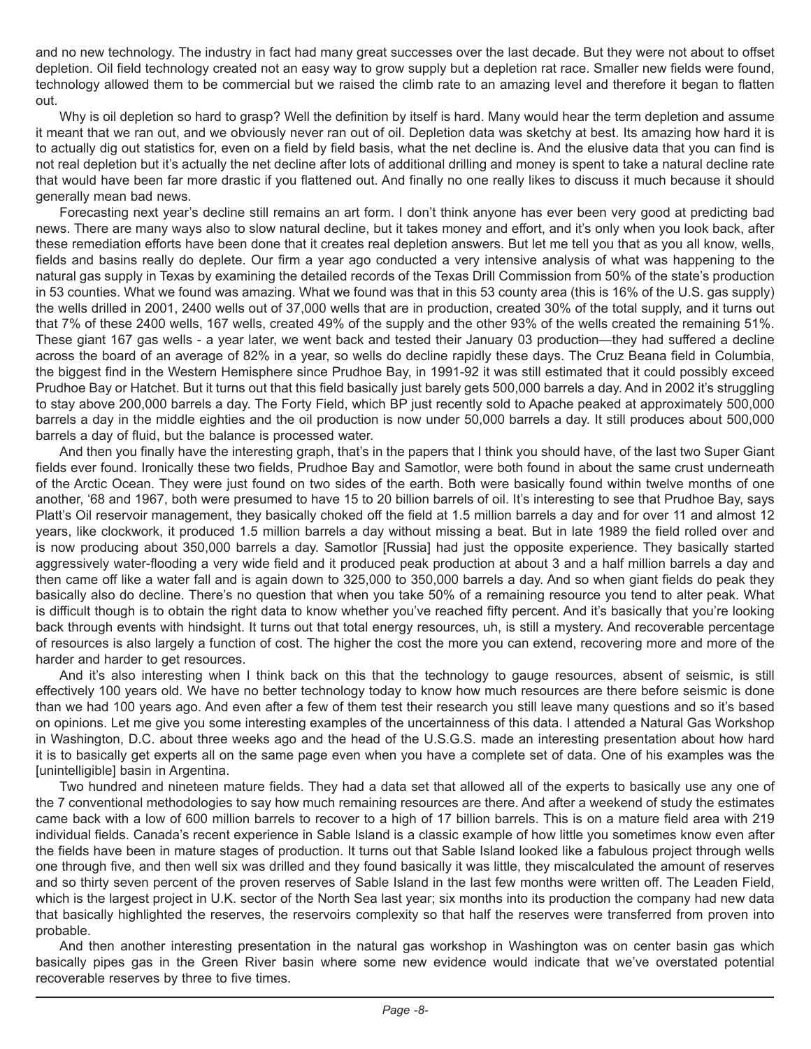and no new technology. The industry in fact had many great successes over the last decade. But they were not about to offset depletion. Oil field technology created not an easy way to grow supply but a depletion rat race. Smaller new fields were found, technology allowed them to be commercial but we raised the climb rate to an amazing level and therefore it began to flatten out.

Why is oil depletion so hard to grasp? Well the definition by itself is hard. Many would hear the term depletion and assume it meant that we ran out, and we obviously never ran out of oil. Depletion data was sketchy at best. Its amazing how hard it is to actually dig out statistics for, even on a field by field basis, what the net decline is. And the elusive data that you can find is not real depletion but it's actually the net decline after lots of additional drilling and money is spent to take a natural decline rate that would have been far more drastic if you flattened out. And finally no one really likes to discuss it much because it should generally mean bad news.

Forecasting next year's decline still remains an art form. I don't think anyone has ever been very good at predicting bad news. There are many ways also to slow natural decline, but it takes money and effort, and it's only when you look back, after these remediation efforts have been done that it creates real depletion answers. But let me tell you that as you all know, wells, fields and basins really do deplete. Our firm a year ago conducted a very intensive analysis of what was happening to the natural gas supply in Texas by examining the detailed records of the Texas Drill Commission from 50% of the state's production in 53 counties. What we found was amazing. What we found was that in this 53 county area (this is 16% of the U.S. gas supply) the wells drilled in 2001, 2400 wells out of 37,000 wells that are in production, created 30% of the total supply, and it turns out that 7% of these 2400 wells, 167 wells, created 49% of the supply and the other 93% of the wells created the remaining 51%. These giant 167 gas wells - a year later, we went back and tested their January 03 production—they had suffered a decline across the board of an average of 82% in a year, so wells do decline rapidly these days. The Cruz Beana field in Columbia, the biggest find in the Western Hemisphere since Prudhoe Bay, in 1991-92 it was still estimated that it could possibly exceed Prudhoe Bay or Hatchet. But it turns out that this field basically just barely gets 500,000 barrels a day. And in 2002 it's struggling to stay above 200,000 barrels a day. The Forty Field, which BP just recently sold to Apache peaked at approximately 500,000 barrels a day in the middle eighties and the oil production is now under 50,000 barrels a day. It still produces about 500,000 barrels a day of fluid, but the balance is processed water.

And then you finally have the interesting graph, that's in the papers that I think you should have, of the last two Super Giant fields ever found. Ironically these two fields, Prudhoe Bay and Samotlor, were both found in about the same crust underneath of the Arctic Ocean. They were just found on two sides of the earth. Both were basically found within twelve months of one another, '68 and 1967, both were presumed to have 15 to 20 billion barrels of oil. It's interesting to see that Prudhoe Bay, says Platt's Oil reservoir management, they basically choked off the field at 1.5 million barrels a day and for over 11 and almost 12 years, like clockwork, it produced 1.5 million barrels a day without missing a beat. But in late 1989 the field rolled over and is now producing about 350,000 barrels a day. Samotlor [Russia] had just the opposite experience. They basically started aggressively water-flooding a very wide field and it produced peak production at about 3 and a half million barrels a day and then came off like a water fall and is again down to 325,000 to 350,000 barrels a day. And so when giant fields do peak they basically also do decline. There's no question that when you take 50% of a remaining resource you tend to alter peak. What is difficult though is to obtain the right data to know whether you've reached fifty percent. And it's basically that you're looking back through events with hindsight. It turns out that total energy resources, uh, is still a mystery. And recoverable percentage of resources is also largely a function of cost. The higher the cost the more you can extend, recovering more and more of the harder and harder to get resources.

And it's also interesting when I think back on this that the technology to gauge resources, absent of seismic, is still effectively 100 years old. We have no better technology today to know how much resources are there before seismic is done than we had 100 years ago. And even after a few of them test their research you still leave many questions and so it's based on opinions. Let me give you some interesting examples of the uncertainness of this data. I attended a Natural Gas Workshop in Washington, D.C. about three weeks ago and the head of the U.S.G.S. made an interesting presentation about how hard it is to basically get experts all on the same page even when you have a complete set of data. One of his examples was the [unintelligible] basin in Argentina.

Two hundred and nineteen mature fields. They had a data set that allowed all of the experts to basically use any one of the 7 conventional methodologies to say how much remaining resources are there. And after a weekend of study the estimates came back with a low of 600 million barrels to recover to a high of 17 billion barrels. This is on a mature field area with 219 individual fields. Canada's recent experience in Sable Island is a classic example of how little you sometimes know even after the fields have been in mature stages of production. It turns out that Sable Island looked like a fabulous project through wells one through five, and then well six was drilled and they found basically it was little, they miscalculated the amount of reserves and so thirty seven percent of the proven reserves of Sable Island in the last few months were written off. The Leaden Field, which is the largest project in U.K. sector of the North Sea last year; six months into its production the company had new data that basically highlighted the reserves, the reservoirs complexity so that half the reserves were transferred from proven into probable.

And then another interesting presentation in the natural gas workshop in Washington was on center basin gas which basically pipes gas in the Green River basin where some new evidence would indicate that we've overstated potential recoverable reserves by three to five times.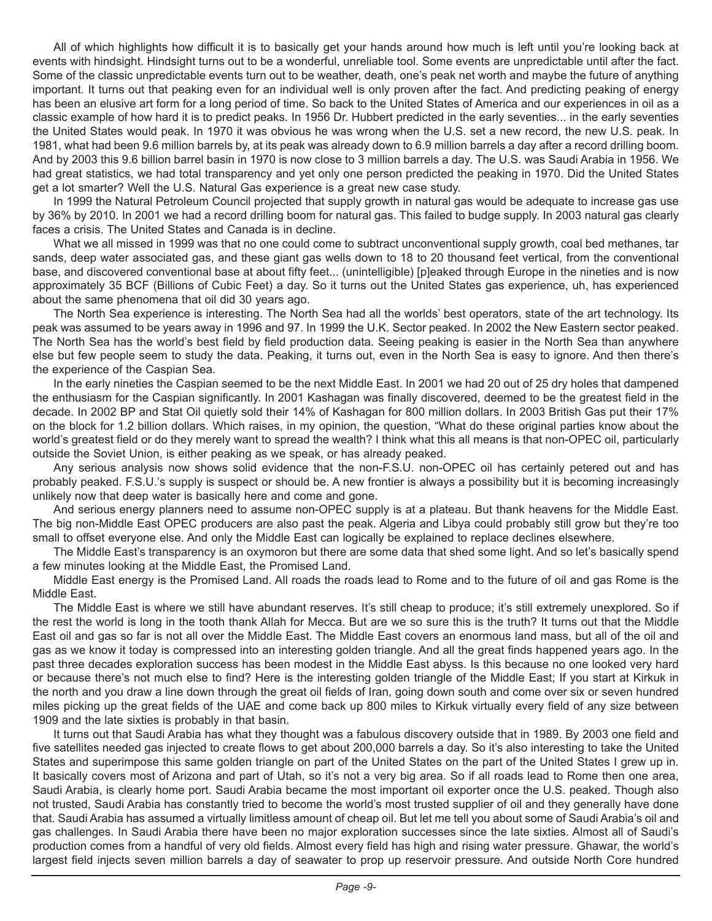All of which highlights how difficult it is to basically get your hands around how much is left until you're looking back at events with hindsight. Hindsight turns out to be a wonderful, unreliable tool. Some events are unpredictable until after the fact. Some of the classic unpredictable events turn out to be weather, death, one's peak net worth and maybe the future of anything important. It turns out that peaking even for an individual well is only proven after the fact. And predicting peaking of energy has been an elusive art form for a long period of time. So back to the United States of America and our experiences in oil as a classic example of how hard it is to predict peaks. In 1956 Dr. Hubbert predicted in the early seventies... in the early seventies the United States would peak. In 1970 it was obvious he was wrong when the U.S. set a new record, the new U.S. peak. In 1981, what had been 9.6 million barrels by, at its peak was already down to 6.9 million barrels a day after a record drilling boom. And by 2003 this 9.6 billion barrel basin in 1970 is now close to 3 million barrels a day. The U.S. was Saudi Arabia in 1956. We had great statistics, we had total transparency and yet only one person predicted the peaking in 1970. Did the United States get a lot smarter? Well the U.S. Natural Gas experience is a great new case study.

In 1999 the Natural Petroleum Council projected that supply growth in natural gas would be adequate to increase gas use by 36% by 2010. In 2001 we had a record drilling boom for natural gas. This failed to budge supply. In 2003 natural gas clearly faces a crisis. The United States and Canada is in decline.

What we all missed in 1999 was that no one could come to subtract unconventional supply growth, coal bed methanes, tar sands, deep water associated gas, and these giant gas wells down to 18 to 20 thousand feet vertical, from the conventional base, and discovered conventional base at about fifty feet... (unintelligible) [p]eaked through Europe in the nineties and is now approximately 35 BCF (Billions of Cubic Feet) a day. So it turns out the United States gas experience, uh, has experienced about the same phenomena that oil did 30 years ago.

The North Sea experience is interesting. The North Sea had all the worlds' best operators, state of the art technology. Its peak was assumed to be years away in 1996 and 97. In 1999 the U.K. Sector peaked. In 2002 the New Eastern sector peaked. The North Sea has the world's best field by field production data. Seeing peaking is easier in the North Sea than anywhere else but few people seem to study the data. Peaking, it turns out, even in the North Sea is easy to ignore. And then there's the experience of the Caspian Sea.

In the early nineties the Caspian seemed to be the next Middle East. In 2001 we had 20 out of 25 dry holes that dampened the enthusiasm for the Caspian significantly. In 2001 Kashagan was finally discovered, deemed to be the greatest field in the decade. In 2002 BP and Stat Oil quietly sold their 14% of Kashagan for 800 million dollars. In 2003 British Gas put their 17% on the block for 1.2 billion dollars. Which raises, in my opinion, the question, "What do these original parties know about the world's greatest field or do they merely want to spread the wealth? I think what this all means is that non-OPEC oil, particularly outside the Soviet Union, is either peaking as we speak, or has already peaked.

Any serious analysis now shows solid evidence that the non-F.S.U. non-OPEC oil has certainly petered out and has probably peaked. F.S.U.'s supply is suspect or should be. A new frontier is always a possibility but it is becoming increasingly unlikely now that deep water is basically here and come and gone.

And serious energy planners need to assume non-OPEC supply is at a plateau. But thank heavens for the Middle East. The big non-Middle East OPEC producers are also past the peak. Algeria and Libya could probably still grow but they're too small to offset everyone else. And only the Middle East can logically be explained to replace declines elsewhere.

The Middle East's transparency is an oxymoron but there are some data that shed some light. And so let's basically spend a few minutes looking at the Middle East, the Promised Land.

Middle East energy is the Promised Land. All roads the roads lead to Rome and to the future of oil and gas Rome is the Middle East.

The Middle East is where we still have abundant reserves. It's still cheap to produce; it's still extremely unexplored. So if the rest the world is long in the tooth thank Allah for Mecca. But are we so sure this is the truth? It turns out that the Middle East oil and gas so far is not all over the Middle East. The Middle East covers an enormous land mass, but all of the oil and gas as we know it today is compressed into an interesting golden triangle. And all the great finds happened years ago. In the past three decades exploration success has been modest in the Middle East abyss. Is this because no one looked very hard or because there's not much else to find? Here is the interesting golden triangle of the Middle East; If you start at Kirkuk in the north and you draw a line down through the great oil fields of Iran, going down south and come over six or seven hundred miles picking up the great fields of the UAE and come back up 800 miles to Kirkuk virtually every field of any size between 1909 and the late sixties is probably in that basin.

It turns out that Saudi Arabia has what they thought was a fabulous discovery outside that in 1989. By 2003 one field and five satellites needed gas injected to create flows to get about 200,000 barrels a day. So it's also interesting to take the United States and superimpose this same golden triangle on part of the United States on the part of the United States I grew up in. It basically covers most of Arizona and part of Utah, so it's not a very big area. So if all roads lead to Rome then one area, Saudi Arabia, is clearly home port. Saudi Arabia became the most important oil exporter once the U.S. peaked. Though also not trusted, Saudi Arabia has constantly tried to become the world's most trusted supplier of oil and they generally have done that. Saudi Arabia has assumed a virtually limitless amount of cheap oil. But let me tell you about some of Saudi Arabia's oil and gas challenges. In Saudi Arabia there have been no major exploration successes since the late sixties. Almost all of Saudi's production comes from a handful of very old fields. Almost every field has high and rising water pressure. Ghawar, the world's largest field injects seven million barrels a day of seawater to prop up reservoir pressure. And outside North Core hundred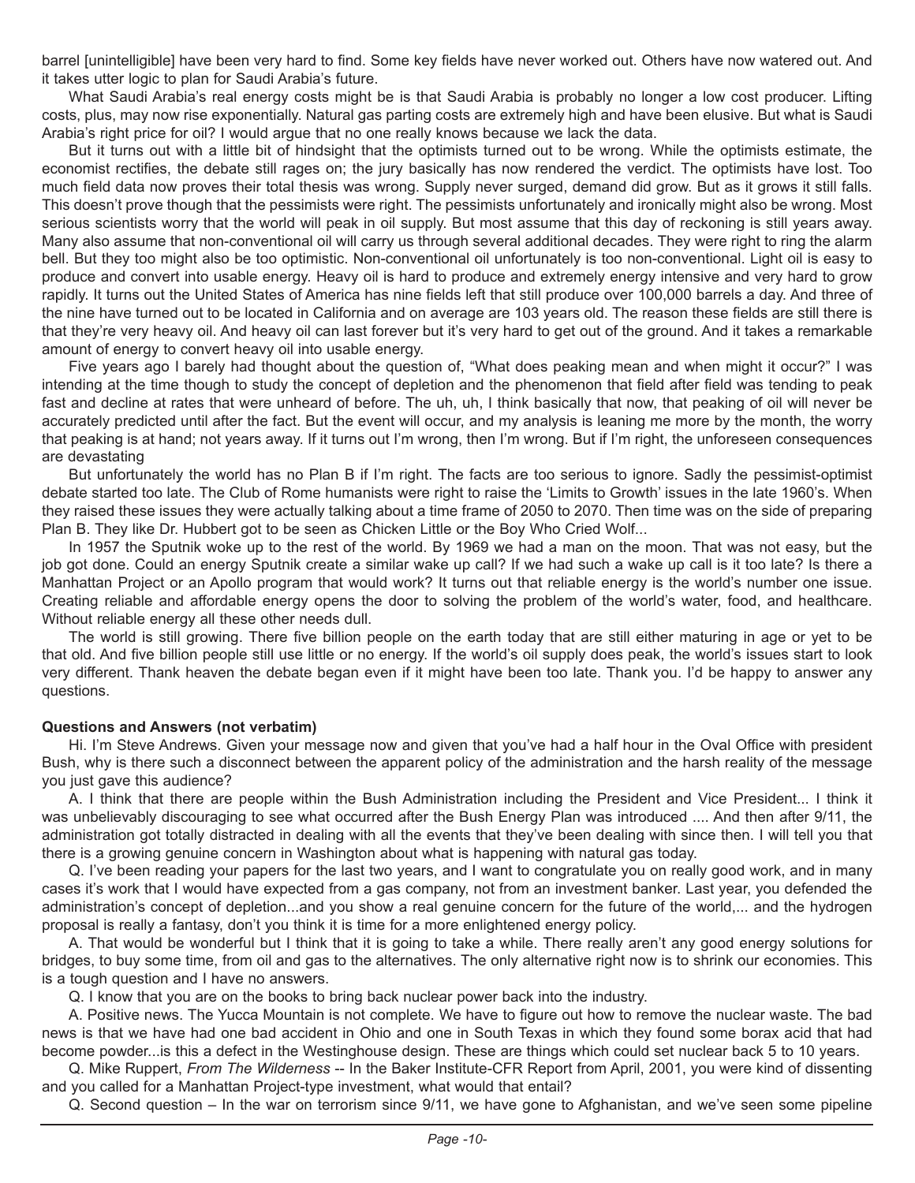barrel [unintelligible] have been very hard to find. Some key fields have never worked out. Others have now watered out. And it takes utter logic to plan for Saudi Arabia's future.

What Saudi Arabia's real energy costs might be is that Saudi Arabia is probably no longer a low cost producer. Lifting costs, plus, may now rise exponentially. Natural gas parting costs are extremely high and have been elusive. But what is Saudi Arabia's right price for oil? I would argue that no one really knows because we lack the data.

But it turns out with a little bit of hindsight that the optimists turned out to be wrong. While the optimists estimate, the economist rectifies, the debate still rages on; the jury basically has now rendered the verdict. The optimists have lost. Too much field data now proves their total thesis was wrong. Supply never surged, demand did grow. But as it grows it still falls. This doesn't prove though that the pessimists were right. The pessimists unfortunately and ironically might also be wrong. Most serious scientists worry that the world will peak in oil supply. But most assume that this day of reckoning is still years away. Many also assume that non-conventional oil will carry us through several additional decades. They were right to ring the alarm bell. But they too might also be too optimistic. Non-conventional oil unfortunately is too non-conventional. Light oil is easy to produce and convert into usable energy. Heavy oil is hard to produce and extremely energy intensive and very hard to grow rapidly. It turns out the United States of America has nine fields left that still produce over 100,000 barrels a day. And three of the nine have turned out to be located in California and on average are 103 years old. The reason these fields are still there is that they're very heavy oil. And heavy oil can last forever but it's very hard to get out of the ground. And it takes a remarkable amount of energy to convert heavy oil into usable energy.

Five years ago I barely had thought about the question of, "What does peaking mean and when might it occur?" I was intending at the time though to study the concept of depletion and the phenomenon that field after field was tending to peak fast and decline at rates that were unheard of before. The uh, uh, I think basically that now, that peaking of oil will never be accurately predicted until after the fact. But the event will occur, and my analysis is leaning me more by the month, the worry that peaking is at hand; not years away. If it turns out I'm wrong, then I'm wrong. But if I'm right, the unforeseen consequences are devastating

But unfortunately the world has no Plan B if I'm right. The facts are too serious to ignore. Sadly the pessimist-optimist debate started too late. The Club of Rome humanists were right to raise the 'Limits to Growth' issues in the late 1960's. When they raised these issues they were actually talking about a time frame of 2050 to 2070. Then time was on the side of preparing Plan B. They like Dr. Hubbert got to be seen as Chicken Little or the Boy Who Cried Wolf...

In 1957 the Sputnik woke up to the rest of the world. By 1969 we had a man on the moon. That was not easy, but the job got done. Could an energy Sputnik create a similar wake up call? If we had such a wake up call is it too late? Is there a Manhattan Project or an Apollo program that would work? It turns out that reliable energy is the world's number one issue. Creating reliable and affordable energy opens the door to solving the problem of the world's water, food, and healthcare. Without reliable energy all these other needs dull.

The world is still growing. There five billion people on the earth today that are still either maturing in age or yet to be that old. And five billion people still use little or no energy. If the world's oil supply does peak, the world's issues start to look very different. Thank heaven the debate began even if it might have been too late. Thank you. I'd be happy to answer any questions.

**Questions and Answers (not verbatim)**

Hi. I'm Steve Andrews. Given your message now and given that you've had a half hour in the Oval Office with president Bush, why is there such a disconnect between the apparent policy of the administration and the harsh reality of the message you just gave this audience?

A. I think that there are people within the Bush Administration including the President and Vice President... I think it was unbelievably discouraging to see what occurred after the Bush Energy Plan was introduced .... And then after 9/11, the administration got totally distracted in dealing with all the events that they've been dealing with since then. I will tell you that there is a growing genuine concern in Washington about what is happening with natural gas today.

Q. I've been reading your papers for the last two years, and I want to congratulate you on really good work, and in many cases it's work that I would have expected from a gas company, not from an investment banker. Last year, you defended the administration's concept of depletion...and you show a real genuine concern for the future of the world,... and the hydrogen proposal is really a fantasy, don't you think it is time for a more enlightened energy policy.

A. That would be wonderful but I think that it is going to take a while. There really aren't any good energy solutions for bridges, to buy some time, from oil and gas to the alternatives. The only alternative right now is to shrink our economies. This is a tough question and I have no answers.

Q. I know that you are on the books to bring back nuclear power back into the industry.

A. Positive news. The Yucca Mountain is not complete. We have to figure out how to remove the nuclear waste. The bad news is that we have had one bad accident in Ohio and one in South Texas in which they found some borax acid that had become powder...is this a defect in the Westinghouse design. These are things which could set nuclear back 5 to 10 years.

Q. Mike Ruppert, *From The Wilderness* -- In the Baker Institute-CFR Report from April, 2001, you were kind of dissenting and you called for a Manhattan Project-type investment, what would that entail?

Q. Second question – In the war on terrorism since 9/11, we have gone to Afghanistan, and we've seen some pipeline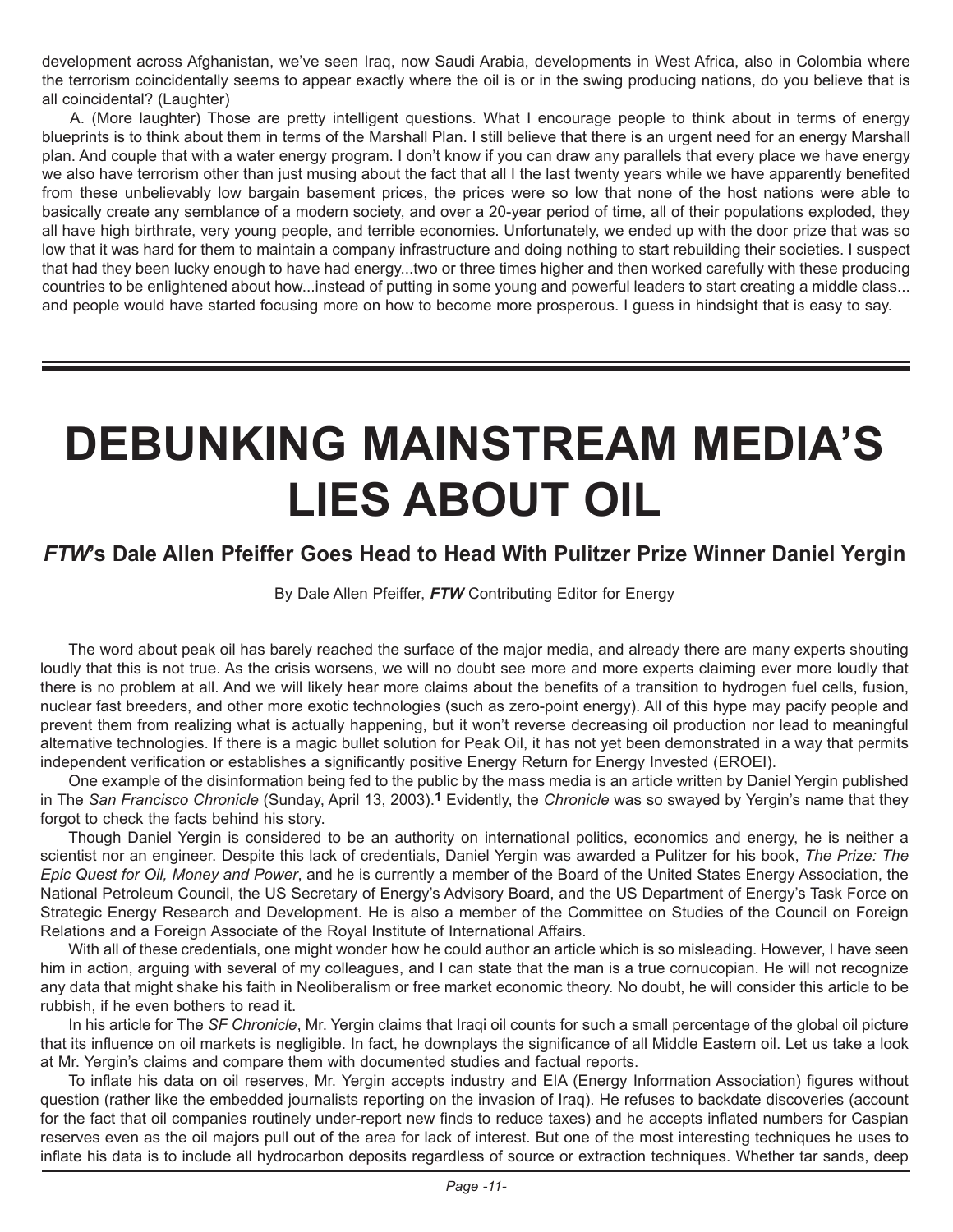development across Afghanistan, we've seen Iraq, now Saudi Arabia, developments in West Africa, also in Colombia where the terrorism coincidentally seems to appear exactly where the oil is or in the swing producing nations, do you believe that is all coincidental? (Laughter)

A. (More laughter) Those are pretty intelligent questions. What I encourage people to think about in terms of energy blueprints is to think about them in terms of the Marshall Plan. I still believe that there is an urgent need for an energy Marshall plan. And couple that with a water energy program. I don't know if you can draw any parallels that every place we have energy we also have terrorism other than just musing about the fact that all I the last twenty years while we have apparently benefited from these unbelievably low bargain basement prices, the prices were so low that none of the host nations were able to basically create any semblance of a modern society, and over a 20-year period of time, all of their populations exploded, they all have high birthrate, very young people, and terrible economies. Unfortunately, we ended up with the door prize that was so low that it was hard for them to maintain a company infrastructure and doing nothing to start rebuilding their societies. I suspect that had they been lucky enough to have had energy...two or three times higher and then worked carefully with these producing countries to be enlightened about how...instead of putting in some young and powerful leaders to start creating a middle class... and people would have started focusing more on how to become more prosperous. I guess in hindsight that is easy to say.

---

# DEBUNKING MAINSTREAM MEDIA'S LIES ABOUT OIL

### *FTW*'s Dale Allen Pfeiffer Goes Head to Head With Pulitzer Prize Winner Daniel Yergin

By Dale Allen Pfeiffer, ***FTW*** Contributing Editor for Energy

The word about peak oil has barely reached the surface of the major media, and already there are many experts shouting loudly that this is not true. As the crisis worsens, we will no doubt see more and more experts claiming ever more loudly that there is no problem at all. And we will likely hear more claims about the benefits of a transition to hydrogen fuel cells, fusion, nuclear fast breeders, and other more exotic technologies (such as zero-point energy). All of this hype may pacify people and prevent them from realizing what is actually happening, but it won't reverse decreasing oil production nor lead to meaningful alternative technologies. If there is a magic bullet solution for Peak Oil, it has not yet been demonstrated in a way that permits independent verification or establishes a significantly positive Energy Return for Energy Invested (EROEI).

One example of the disinformation being fed to the public by the mass media is an article written by Daniel Yergin published in The *San Francisco Chronicle* (Sunday, April 13, 2003).**[1]** Evidently, the *Chronicle* was so swayed by Yergin's name that they forgot to check the facts behind his story.

Though Daniel Yergin is considered to be an authority on international politics, economics and energy, he is neither a scientist nor an engineer. Despite this lack of credentials, Daniel Yergin was awarded a Pulitzer for his book, *The Prize: The Epic Quest for Oil, Money and Power*, and he is currently a member of the Board of the United States Energy Association, the National Petroleum Council, the US Secretary of Energy's Advisory Board, and the US Department of Energy's Task Force on Strategic Energy Research and Development. He is also a member of the Committee on Studies of the Council on Foreign Relations and a Foreign Associate of the Royal Institute of International Affairs.

With all of these credentials, one might wonder how he could author an article which is so misleading. However, I have seen him in action, arguing with several of my colleagues, and I can state that the man is a true cornucopian. He will not recognize any data that might shake his faith in Neoliberalism or free market economic theory. No doubt, he will consider this article to be rubbish, if he even bothers to read it.

In his article for The *SF Chronicle*, Mr. Yergin claims that Iraqi oil counts for such a small percentage of the global oil picture that its influence on oil markets is negligible. In fact, he downplays the significance of all Middle Eastern oil. Let us take a look at Mr. Yergin's claims and compare them with documented studies and factual reports.

To inflate his data on oil reserves, Mr. Yergin accepts industry and EIA (Energy Information Association) figures without question (rather like the embedded journalists reporting on the invasion of Iraq). He refuses to backdate discoveries (account for the fact that oil companies routinely under-report new finds to reduce taxes) and he accepts inflated numbers for Caspian reserves even as the oil majors pull out of the area for lack of interest. But one of the most interesting techniques he uses to inflate his data is to include all hydrocarbon deposits regardless of source or extraction techniques. Whether tar sands, deep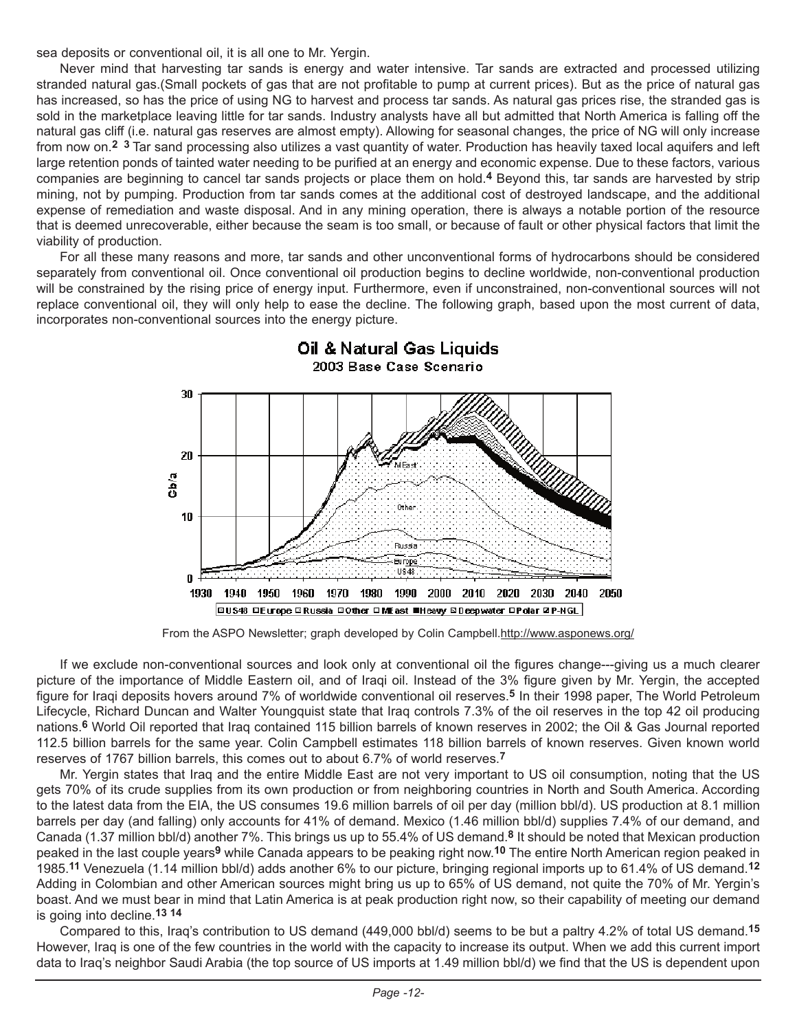sea deposits or conventional oil, it is all one to Mr. Yergin.

Never mind that harvesting tar sands is energy and water intensive. Tar sands are extracted and processed utilizing stranded natural gas.(Small pockets of gas that are not profitable to pump at current prices). But as the price of natural gas has increased, so has the price of using NG to harvest and process tar sands. As natural gas prices rise, the stranded gas is sold in the marketplace leaving little for tar sands. Industry analysts have all but admitted that North America is falling off the natural gas cliff (i.e. natural gas reserves are almost empty). Allowing for seasonal changes, the price of NG will only increase from now on.[2 3] Tar sand processing also utilizes a vast quantity of water. Production has heavily taxed local aquifers and left large retention ponds of tainted water needing to be purified at an energy and economic expense. Due to these factors, various companies are beginning to cancel tar sands projects or place them on hold.[4] Beyond this, tar sands are harvested by strip mining, not by pumping. Production from tar sands comes at the additional cost of destroyed landscape, and the additional expense of remediation and waste disposal. And in any mining operation, there is always a notable portion of the resource that is deemed unrecoverable, either because the seam is too small, or because of fault or other physical factors that limit the viability of production.

For all these many reasons and more, tar sands and other unconventional forms of hydrocarbons should be considered separately from conventional oil. Once conventional oil production begins to decline worldwide, non-conventional production will be constrained by the rising price of energy input. Furthermore, even if unconstrained, non-conventional sources will not replace conventional oil, they will only help to ease the decline. The following graph, based upon the most current of data, incorporates non-conventional sources into the energy picture.

**Oil & Natural Gas Liquids**
2003 Base Case Scenario

From the ASPO Newsletter; graph developed by Colin Campbell.http://www.asponews.org/

If we exclude non-conventional sources and look only at conventional oil the figures change---giving us a much clearer picture of the importance of Middle Eastern oil, and of Iraqi oil. Instead of the 3% figure given by Mr. Yergin, the accepted figure for Iraqi deposits hovers around 7% of worldwide conventional oil reserves.[5] In their 1998 paper, The World Petroleum Lifecycle, Richard Duncan and Walter Youngquist state that Iraq controls 7.3% of the oil reserves in the top 42 oil producing nations.[6] World Oil reported that Iraq contained 115 billion barrels of known reserves in 2002; the Oil & Gas Journal reported 112.5 billion barrels for the same year. Colin Campbell estimates 118 billion barrels of known reserves. Given known world reserves of 1767 billion barrels, this comes out to about 6.7% of world reserves.[7]

Mr. Yergin states that Iraq and the entire Middle East are not very important to US oil consumption, noting that the US gets 70% of its crude supplies from its own production or from neighboring countries in North and South America. According to the latest data from the EIA, the US consumes 19.6 million barrels of oil per day (million bbl/d). US production at 8.1 million barrels per day (and falling) only accounts for 41% of demand. Mexico (1.46 million bbl/d) supplies 7.4% of our demand, and Canada (1.37 million bbl/d) another 7%. This brings us up to 55.4% of US demand.[8] It should be noted that Mexican production peaked in the last couple years[9] while Canada appears to be peaking right now.[10] The entire North American region peaked in 1985.[11] Venezuela (1.14 million bbl/d) adds another 6% to our picture, bringing regional imports up to 61.4% of US demand.[12] Adding in Colombian and other American sources might bring us up to 65% of US demand, not quite the 70% of Mr. Yergin's boast. And we must bear in mind that Latin America is at peak production right now, so their capability of meeting our demand is going into decline.[13 14]

Compared to this, Iraq's contribution to US demand (449,000 bbl/d) seems to be but a paltry 4.2% of total US demand.[15] However, Iraq is one of the few countries in the world with the capacity to increase its output. When we add this current import data to Iraq's neighbor Saudi Arabia (the top source of US imports at 1.49 million bbl/d) we find that the US is dependent upon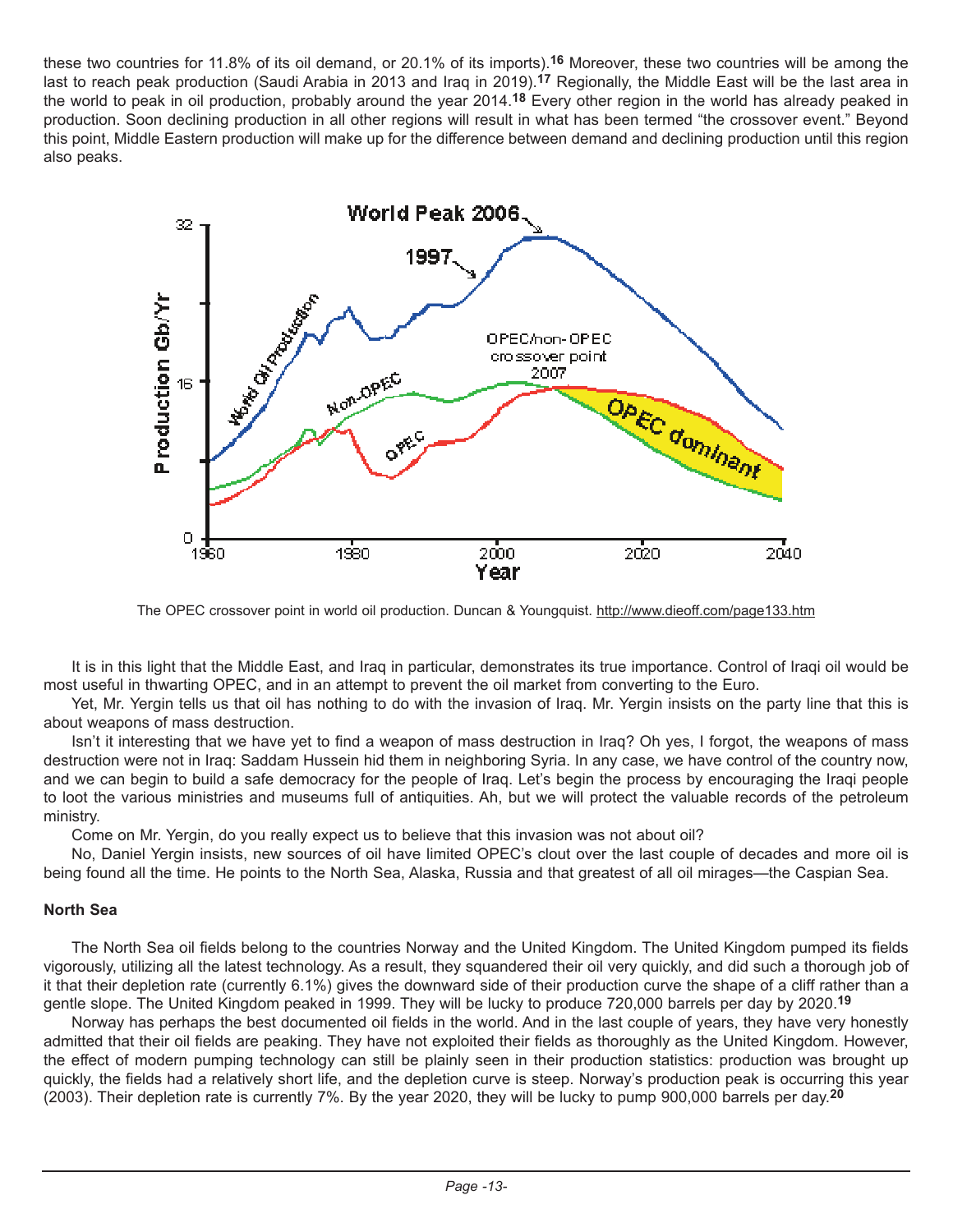these two countries for 11.8% of its oil demand, or 20.1% of its imports).[16] Moreover, these two countries will be among the last to reach peak production (Saudi Arabia in 2013 and Iraq in 2019).[17] Regionally, the Middle East will be the last area in the world to peak in oil production, probably around the year 2014.[18] Every other region in the world has already peaked in production. Soon declining production in all other regions will result in what has been termed "the crossover event." Beyond this point, Middle Eastern production will make up for the difference between demand and declining production until this region also peaks.

The OPEC crossover point in world oil production. Duncan & Youngquist. http://www.dieoff.com/page133.htm

It is in this light that the Middle East, and Iraq in particular, demonstrates its true importance. Control of Iraqi oil would be most useful in thwarting OPEC, and in an attempt to prevent the oil market from converting to the Euro.

Yet, Mr. Yergin tells us that oil has nothing to do with the invasion of Iraq. Mr. Yergin insists on the party line that this is about weapons of mass destruction.

Isn't it interesting that we have yet to find a weapon of mass destruction in Iraq? Oh yes, I forgot, the weapons of mass destruction were not in Iraq: Saddam Hussein hid them in neighboring Syria. In any case, we have control of the country now, and we can begin to build a safe democracy for the people of Iraq. Let's begin the process by encouraging the Iraqi people to loot the various ministries and museums full of antiquities. Ah, but we will protect the valuable records of the petroleum ministry.

Come on Mr. Yergin, do you really expect us to believe that this invasion was not about oil?

No, Daniel Yergin insists, new sources of oil have limited OPEC's clout over the last couple of decades and more oil is being found all the time. He points to the North Sea, Alaska, Russia and that greatest of all oil mirages—the Caspian Sea.

**North Sea**

The North Sea oil fields belong to the countries Norway and the United Kingdom. The United Kingdom pumped its fields vigorously, utilizing all the latest technology. As a result, they squandered their oil very quickly, and did such a thorough job of it that their depletion rate (currently 6.1%) gives the downward side of their production curve the shape of a cliff rather than a gentle slope. The United Kingdom peaked in 1999. They will be lucky to produce 720,000 barrels per day by 2020.[19]

Norway has perhaps the best documented oil fields in the world. And in the last couple of years, they have very honestly admitted that their oil fields are peaking. They have not exploited their fields as thoroughly as the United Kingdom. However, the effect of modern pumping technology can still be plainly seen in their production statistics: production was brought up quickly, the fields had a relatively short life, and the depletion curve is steep. Norway's production peak is occurring this year (2003). Their depletion rate is currently 7%. By the year 2020, they will be lucky to pump 900,000 barrels per day.[20]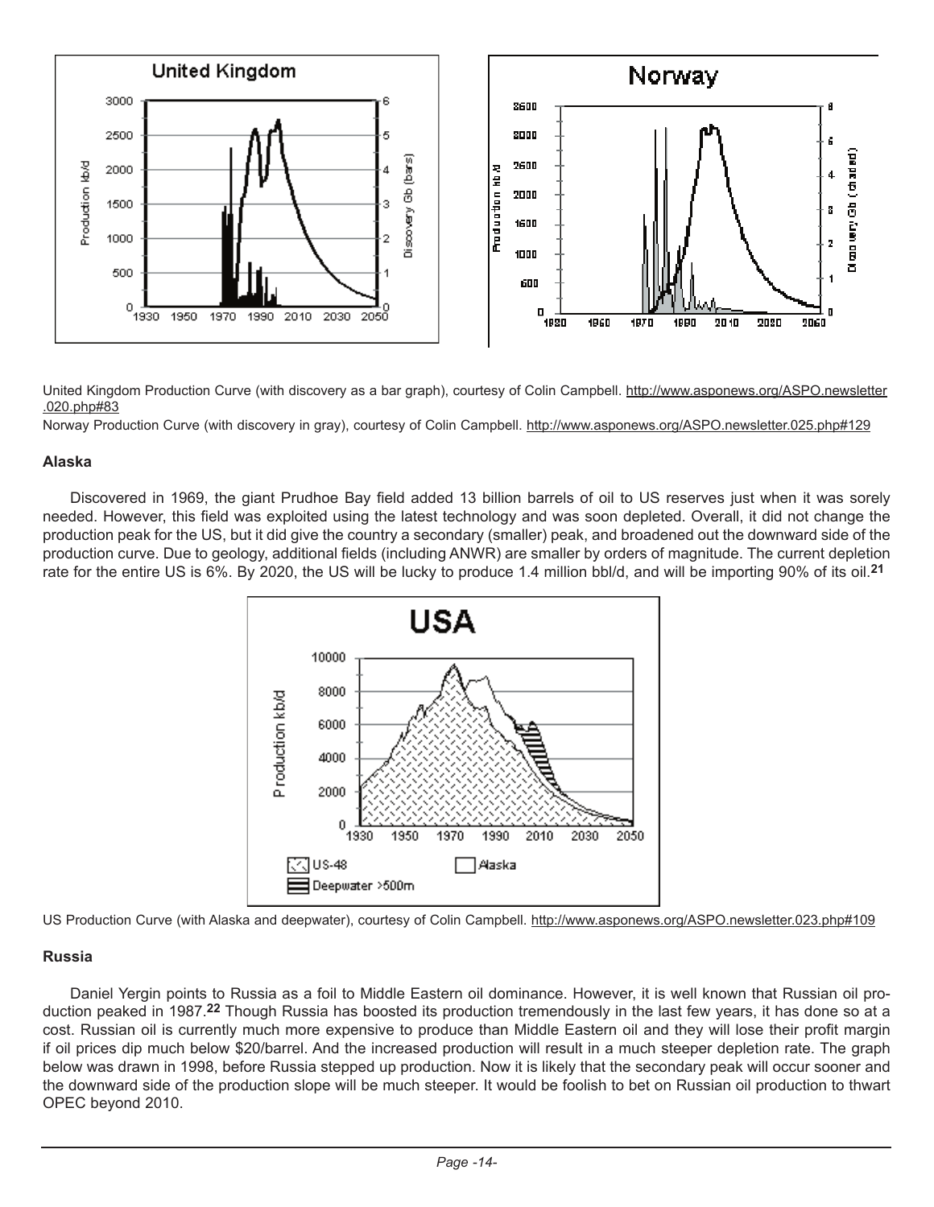United Kingdom Production Curve (with discovery as a bar graph), courtesy of Colin Campbell. http://www.asponews.org/ASPO.newsletter.020.php#83

Norway Production Curve (with discovery in gray), courtesy of Colin Campbell. http://www.asponews.org/ASPO.newsletter.025.php#129

### Alaska

Discovered in 1969, the giant Prudhoe Bay field added 13 billion barrels of oil to US reserves just when it was sorely needed. However, this field was exploited using the latest technology and was soon depleted. Overall, it did not change the production peak for the US, but it did give the country a secondary (smaller) peak, and broadened out the downward side of the production curve. Due to geology, additional fields (including ANWR) are smaller by orders of magnitude. The current depletion rate for the entire US is 6%. By 2020, the US will be lucky to produce 1.4 million bbl/d, and will be importing 90% of its oil.[21]

US Production Curve (with Alaska and deepwater), courtesy of Colin Campbell. http://www.asponews.org/ASPO.newsletter.023.php#109

### Russia

Daniel Yergin points to Russia as a foil to Middle Eastern oil dominance. However, it is well known that Russian oil production peaked in 1987.[22] Though Russia has boosted its production tremendously in the last few years, it has done so at a cost. Russian oil is currently much more expensive to produce than Middle Eastern oil and they will lose their profit margin if oil prices dip much below $20/barrel. And the increased production will result in a much steeper depletion rate. The graph below was drawn in 1998, before Russia stepped up production. Now it is likely that the secondary peak will occur sooner and the downward side of the production slope will be much steeper. It would be foolish to bet on Russian oil production to thwart OPEC beyond 2010.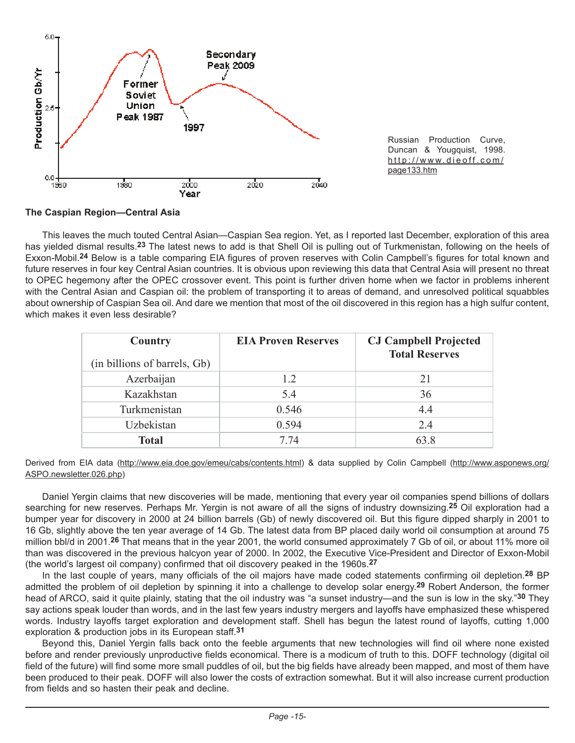Russian Production Curve, Duncan & Yougquist, 1998. http://www.dieoff.com/page133.htm

### The Caspian Region—Central Asia

This leaves the much touted Central Asian—Caspian Sea region. Yet, as I reported last December, exploration of this area has yielded dismal results.[23] The latest news to add is that Shell Oil is pulling out of Turkmenistan, following on the heels of Exxon-Mobil.[24] Below is a table comparing EIA figures of proven reserves with Colin Campbell's figures for total known and future reserves in four key Central Asian countries. It is obvious upon reviewing this data that Central Asia will present no threat to OPEC hegemony after the OPEC crossover event. This point is further driven home when we factor in problems inherent with the Central Asian and Caspian oil: the problem of transporting it to areas of demand, and unresolved political squabbles about ownership of Caspian Sea oil. And dare we mention that most of the oil discovered in this region has a high sulfur content, which makes it even less desirable?

| Country (in billions of barrels, Gb) | EIA Proven Reserves | CJ Campbell Projected Total Reserves |
|---|---|---|
| Azerbaijan | 1.2 | 21 |
| Kazakhstan | 5.4 | 36 |
| Turkmenistan | 0.546 | 4.4 |
| Uzbekistan | 0.594 | 2.4 |
| **Total** | 7.74 | 63.8 |

Derived from EIA data (http://www.eia.doe.gov/emeu/cabs/contents.html) & data supplied by Colin Campbell (http://www.asponews.org/ASPO.newsletter.026.php)

Daniel Yergin claims that new discoveries will be made, mentioning that every year oil companies spend billions of dollars searching for new reserves. Perhaps Mr. Yergin is not aware of all the signs of industry downsizing.[25] Oil exploration had a bumper year for discovery in 2000 at 24 billion barrels (Gb) of newly discovered oil. But this figure dipped sharply in 2001 to 16 Gb, slightly above the ten year average of 14 Gb. The latest data from BP placed daily world oil consumption at around 75 million bbl/d in 2001.[26] That means that in the year 2001, the world consumed approximately 7 Gb of oil, or about 11% more oil than was discovered in the previous halcyon year of 2000. In 2002, the Executive Vice-President and Director of Exxon-Mobil (the world's largest oil company) confirmed that oil discovery peaked in the 1960s.[27]

In the last couple of years, many officials of the oil majors have made coded statements confirming oil depletion.[28] BP admitted the problem of oil depletion by spinning it into a challenge to develop solar energy.[29] Robert Anderson, the former head of ARCO, said it quite plainly, stating that the oil industry was "a sunset industry—and the sun is low in the sky."[30] They say actions speak louder than words, and in the last few years industry mergers and layoffs have emphasized these whispered words. Industry layoffs target exploration and development staff. Shell has begun the latest round of layoffs, cutting 1,000 exploration & production jobs in its European staff.[31]

Beyond this, Daniel Yergin falls back onto the feeble arguments that new technologies will find oil where none existed before and render previously unproductive fields economical. There is a modicum of truth to this. DOFF technology (digital oil field of the future) will find some more small puddles of oil, but the big fields have already been mapped, and most of them have been produced to their peak. DOFF will also lower the costs of extraction somewhat. But it will also increase current production from fields and so hasten their peak and decline.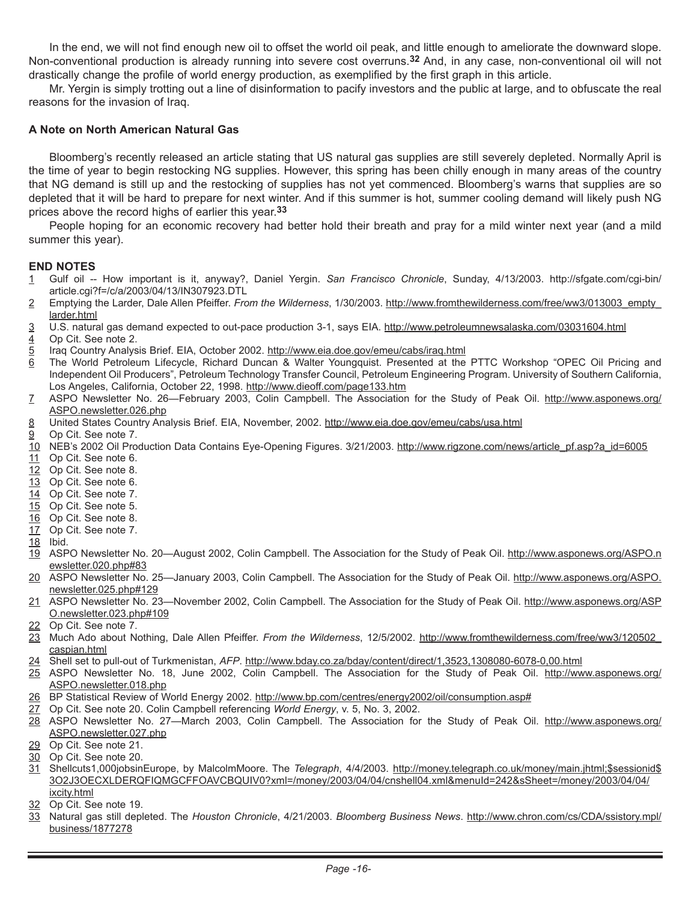In the end, we will not find enough new oil to offset the world oil peak, and little enough to ameliorate the downward slope. Non-conventional production is already running into severe cost overruns.[32] And, in any case, non-conventional oil will not drastically change the profile of world energy production, as exemplified by the first graph in this article.

Mr. Yergin is simply trotting out a line of disinformation to pacify investors and the public at large, and to obfuscate the real reasons for the invasion of Iraq.

**A Note on North American Natural Gas**

Bloomberg's recently released an article stating that US natural gas supplies are still severely depleted. Normally April is the time of year to begin restocking NG supplies. However, this spring has been chilly enough in many areas of the country that NG demand is still up and the restocking of supplies has not yet commenced. Bloomberg's warns that supplies are so depleted that it will be hard to prepare for next winter. And if this summer is hot, summer cooling demand will likely push NG prices above the record highs of earlier this year.[33]

People hoping for an economic recovery had better hold their breath and pray for a mild winter next year (and a mild summer this year).

**END NOTES**

1 Gulf oil -- How important is it, anyway?, Daniel Yergin. *San Francisco Chronicle*, Sunday, 4/13/2003. http://sfgate.com/cgi-bin/article.cgi?f=/c/a/2003/04/13/IN307923.DTL
2 Emptying the Larder, Dale Allen Pfeiffer. *From the Wilderness*, 1/30/2003. http://www.fromthewilderness.com/free/ww3/013003_empty_larder.html
3 U.S. natural gas demand expected to out-pace production 3-1, says EIA. http://www.petroleumnewsalaska.com/03031604.html
4 Op Cit. See note 2.
5 Iraq Country Analysis Brief. EIA, October 2002. http://www.eia.doe.gov/emeu/cabs/iraq.html
6 The World Petroleum Lifecycle, Richard Duncan & Walter Youngquist. Presented at the PTTC Workshop "OPEC Oil Pricing and Independent Oil Producers", Petroleum Technology Transfer Council, Petroleum Engineering Program. University of Southern California, Los Angeles, California, October 22, 1998. http://www.dieoff.com/page133.htm
7 ASPO Newsletter No. 26—February 2003, Colin Campbell. The Association for the Study of Peak Oil. http://www.asponews.org/ASPO.newsletter.026.php
8 United States Country Analysis Brief. EIA, November, 2002. http://www.eia.doe.gov/emeu/cabs/usa.html
9 Op Cit. See note 7.
10 NEB's 2002 Oil Production Data Contains Eye-Opening Figures. 3/21/2003. http://www.rigzone.com/news/article_pf.asp?a_id=6005
11 Op Cit. See note 6.
12 Op Cit. See note 8.
13 Op Cit. See note 6.
14 Op Cit. See note 7.
15 Op Cit. See note 5.
16 Op Cit. See note 8.
17 Op Cit. See note 7.
18 Ibid.
19 ASPO Newsletter No. 20—August 2002, Colin Campbell. The Association for the Study of Peak Oil. http://www.asponews.org/ASPO.newsletter.020.php#83
20 ASPO Newsletter No. 25—January 2003, Colin Campbell. The Association for the Study of Peak Oil. http://www.asponews.org/ASPO.newsletter.025.php#129
21 ASPO Newsletter No. 23—November 2002, Colin Campbell. The Association for the Study of Peak Oil. http://www.asponews.org/ASPO.newsletter.023.php#109
22 Op Cit. See note 7.
23 Much Ado about Nothing, Dale Allen Pfeiffer. *From the Wilderness*, 12/5/2002. http://www.fromthewilderness.com/free/ww3/120502_caspian.html
24 Shell set to pull-out of Turkmenistan, *AFP*. http://www.bday.co.za/bday/content/direct/1,3523,1308080-6078-0,00.html
25 ASPO Newsletter No. 18, June 2002, Colin Campbell. The Association for the Study of Peak Oil. http://www.asponews.org/ASPO.newsletter.018.php
26 BP Statistical Review of World Energy 2002. http://www.bp.com/centres/energy2002/oil/consumption.asp#
27 Op Cit. See note 20. Colin Campbell referencing *World Energy*, v. 5, No. 3, 2002.
28 ASPO Newsletter No. 27—March 2003, Colin Campbell. The Association for the Study of Peak Oil. http://www.asponews.org/ASPO.newsletter.027.php
29 Op Cit. See note 21.
30 Op Cit. See note 20.
31 Shellcuts1,000jobsinEurope, by MalcolmMoore. The *Telegraph*, 4/4/2003. http://money.telegraph.co.uk/money/main.jhtml;$sessionid$3O2J3OECXLDERQFIQMGCFFOAVCBQUIV0?xml=/money/2003/04/04/cnshell04.xml&menuId=242&sSheet=/money/2003/04/04/ixcity.html
32 Op Cit. See note 19.
33 Natural gas still depleted. The *Houston Chronicle*, 4/21/2003. *Bloomberg Business News*. http://www.chron.com/cs/CDA/ssistory.mpl/business/1877278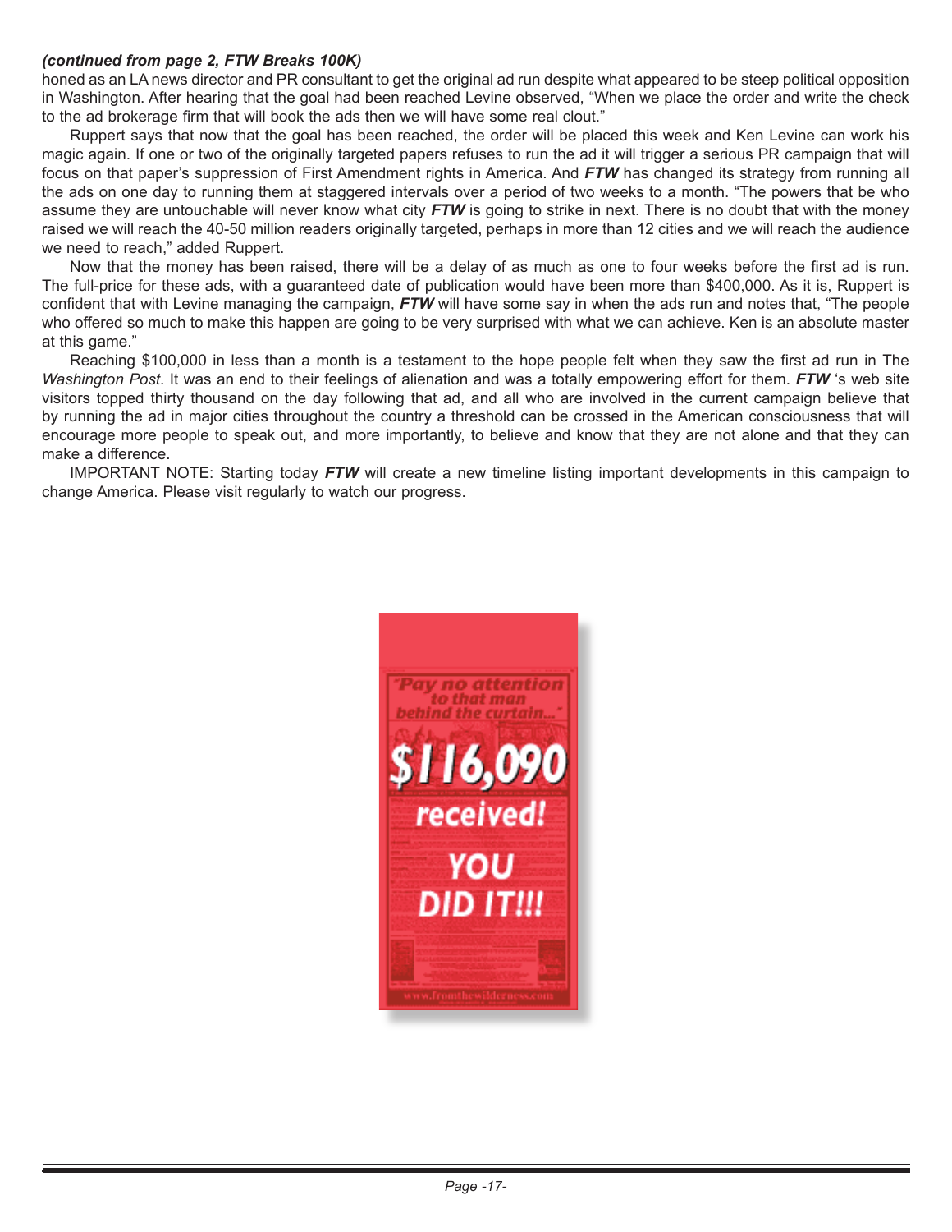***(continued from page 2, FTW Breaks 100K)***

honed as an LA news director and PR consultant to get the original ad run despite what appeared to be steep political opposition in Washington. After hearing that the goal had been reached Levine observed, "When we place the order and write the check to the ad brokerage firm that will book the ads then we will have some real clout."

Ruppert says that now that the goal has been reached, the order will be placed this week and Ken Levine can work his magic again. If one or two of the originally targeted papers refuses to run the ad it will trigger a serious PR campaign that will focus on that paper's suppression of First Amendment rights in America. And ***FTW*** has changed its strategy from running all the ads on one day to running them at staggered intervals over a period of two weeks to a month. "The powers that be who assume they are untouchable will never know what city ***FTW*** is going to strike in next. There is no doubt that with the money raised we will reach the 40-50 million readers originally targeted, perhaps in more than 12 cities and we will reach the audience we need to reach," added Ruppert.

Now that the money has been raised, there will be a delay of as much as one to four weeks before the first ad is run. The full-price for these ads, with a guaranteed date of publication would have been more than $400,000. As it is, Ruppert is confident that with Levine managing the campaign, ***FTW*** will have some say in when the ads run and notes that, "The people who offered so much to make this happen are going to be very surprised with what we can achieve. Ken is an absolute master at this game."

Reaching $100,000 in less than a month is a testament to the hope people felt when they saw the first ad run in The *Washington Post*. It was an end to their feelings of alienation and was a totally empowering effort for them. ***FTW*** 's web site visitors topped thirty thousand on the day following that ad, and all who are involved in the current campaign believe that by running the ad in major cities throughout the country a threshold can be crossed in the American consciousness that will encourage more people to speak out, and more importantly, to believe and know that they are not alone and that they can make a difference.

IMPORTANT NOTE: Starting today ***FTW*** will create a new timeline listing important developments in this campaign to change America. Please visit regularly to watch our progress.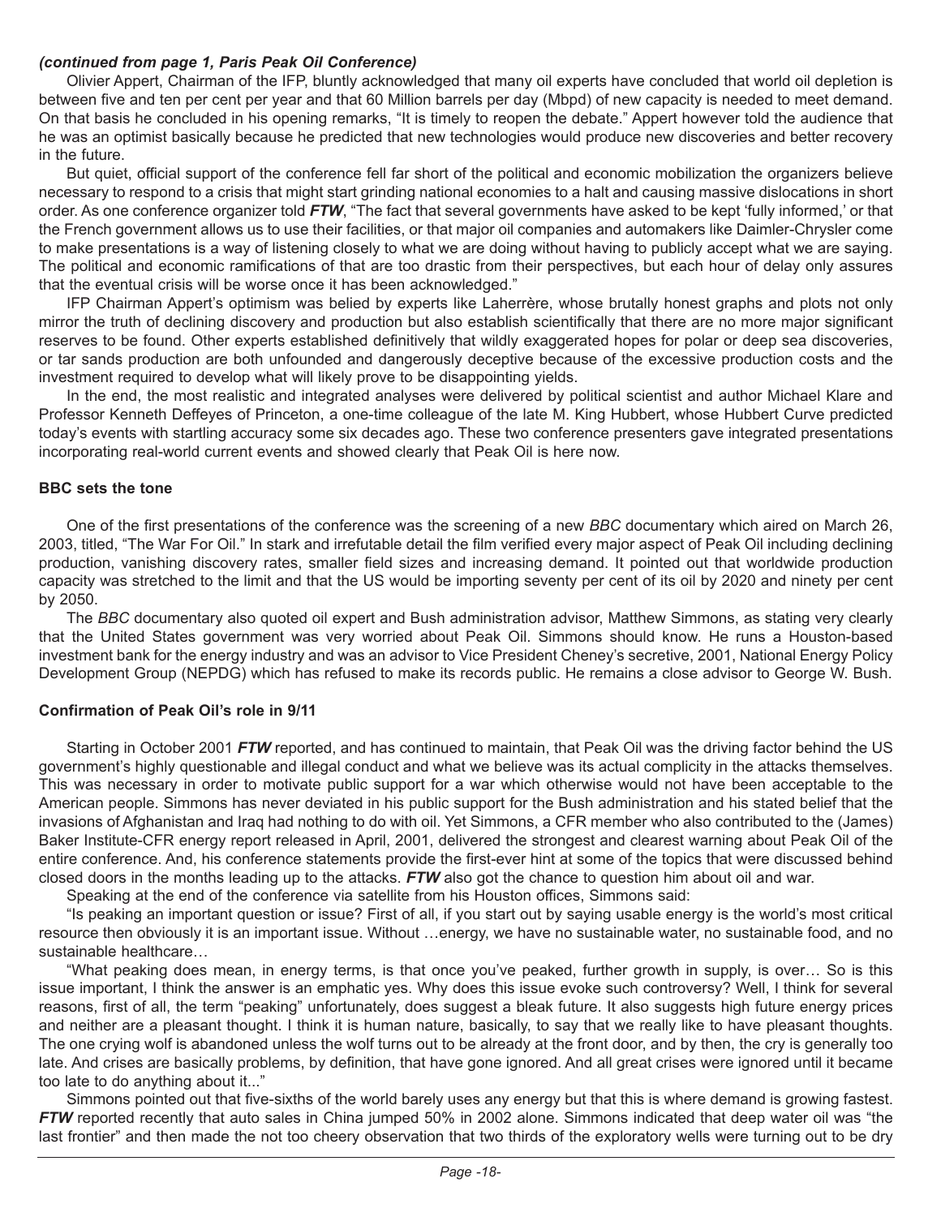***(continued from page 1, Paris Peak Oil Conference)***

Olivier Appert, Chairman of the IFP, bluntly acknowledged that many oil experts have concluded that world oil depletion is between five and ten per cent per year and that 60 Million barrels per day (Mbpd) of new capacity is needed to meet demand. On that basis he concluded in his opening remarks, "It is timely to reopen the debate." Appert however told the audience that he was an optimist basically because he predicted that new technologies would produce new discoveries and better recovery in the future.

But quiet, official support of the conference fell far short of the political and economic mobilization the organizers believe necessary to respond to a crisis that might start grinding national economies to a halt and causing massive dislocations in short order. As one conference organizer told ***FTW***, "The fact that several governments have asked to be kept 'fully informed,' or that the French government allows us to use their facilities, or that major oil companies and automakers like Daimler-Chrysler come to make presentations is a way of listening closely to what we are doing without having to publicly accept what we are saying. The political and economic ramifications of that are too drastic from their perspectives, but each hour of delay only assures that the eventual crisis will be worse once it has been acknowledged."

IFP Chairman Appert's optimism was belied by experts like Laherrère, whose brutally honest graphs and plots not only mirror the truth of declining discovery and production but also establish scientifically that there are no more major significant reserves to be found. Other experts established definitively that wildly exaggerated hopes for polar or deep sea discoveries, or tar sands production are both unfounded and dangerously deceptive because of the excessive production costs and the investment required to develop what will likely prove to be disappointing yields.

In the end, the most realistic and integrated analyses were delivered by political scientist and author Michael Klare and Professor Kenneth Deffeyes of Princeton, a one-time colleague of the late M. King Hubbert, whose Hubbert Curve predicted today's events with startling accuracy some six decades ago. These two conference presenters gave integrated presentations incorporating real-world current events and showed clearly that Peak Oil is here now.

**BBC sets the tone**

One of the first presentations of the conference was the screening of a new *BBC* documentary which aired on March 26, 2003, titled, "The War For Oil." In stark and irrefutable detail the film verified every major aspect of Peak Oil including declining production, vanishing discovery rates, smaller field sizes and increasing demand. It pointed out that worldwide production capacity was stretched to the limit and that the US would be importing seventy per cent of its oil by 2020 and ninety per cent by 2050.

The *BBC* documentary also quoted oil expert and Bush administration advisor, Matthew Simmons, as stating very clearly that the United States government was very worried about Peak Oil. Simmons should know. He runs a Houston-based investment bank for the energy industry and was an advisor to Vice President Cheney's secretive, 2001, National Energy Policy Development Group (NEPDG) which has refused to make its records public. He remains a close advisor to George W. Bush.

**Confirmation of Peak Oil's role in 9/11**

Starting in October 2001 ***FTW*** reported, and has continued to maintain, that Peak Oil was the driving factor behind the US government's highly questionable and illegal conduct and what we believe was its actual complicity in the attacks themselves. This was necessary in order to motivate public support for a war which otherwise would not have been acceptable to the American people. Simmons has never deviated in his public support for the Bush administration and his stated belief that the invasions of Afghanistan and Iraq had nothing to do with oil. Yet Simmons, a CFR member who also contributed to the (James) Baker Institute-CFR energy report released in April, 2001, delivered the strongest and clearest warning about Peak Oil of the entire conference. And, his conference statements provide the first-ever hint at some of the topics that were discussed behind closed doors in the months leading up to the attacks. ***FTW*** also got the chance to question him about oil and war.

Speaking at the end of the conference via satellite from his Houston offices, Simmons said:

"Is peaking an important question or issue? First of all, if you start out by saying usable energy is the world's most critical resource then obviously it is an important issue. Without …energy, we have no sustainable water, no sustainable food, and no sustainable healthcare…

"What peaking does mean, in energy terms, is that once you've peaked, further growth in supply, is over… So is this issue important, I think the answer is an emphatic yes. Why does this issue evoke such controversy? Well, I think for several reasons, first of all, the term "peaking" unfortunately, does suggest a bleak future. It also suggests high future energy prices and neither are a pleasant thought. I think it is human nature, basically, to say that we really like to have pleasant thoughts. The one crying wolf is abandoned unless the wolf turns out to be already at the front door, and by then, the cry is generally too late. And crises are basically problems, by definition, that have gone ignored. And all great crises were ignored until it became too late to do anything about it..."

Simmons pointed out that five-sixths of the world barely uses any energy but that this is where demand is growing fastest. ***FTW*** reported recently that auto sales in China jumped 50% in 2002 alone. Simmons indicated that deep water oil was "the last frontier" and then made the not too cheery observation that two thirds of the exploratory wells were turning out to be dry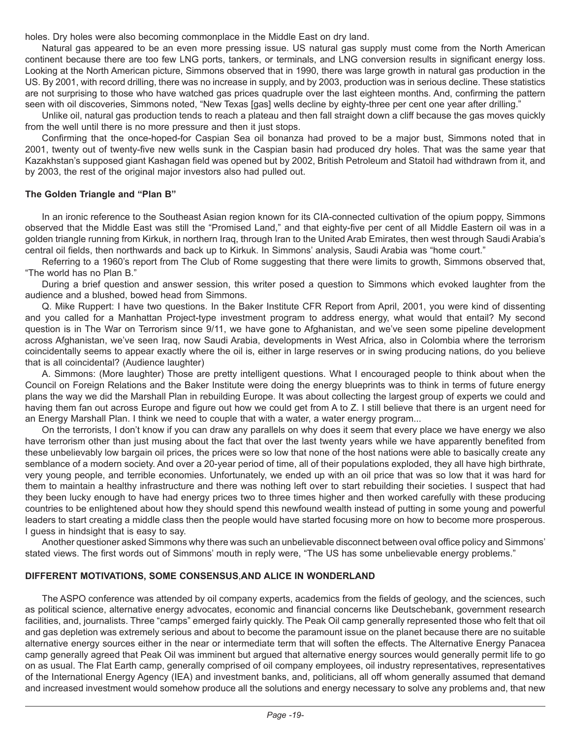holes. Dry holes were also becoming commonplace in the Middle East on dry land.

Natural gas appeared to be an even more pressing issue. US natural gas supply must come from the North American continent because there are too few LNG ports, tankers, or terminals, and LNG conversion results in significant energy loss. Looking at the North American picture, Simmons observed that in 1990, there was large growth in natural gas production in the US. By 2001, with record drilling, there was no increase in supply, and by 2003, production was in serious decline. These statistics are not surprising to those who have watched gas prices quadruple over the last eighteen months. And, confirming the pattern seen with oil discoveries, Simmons noted, "New Texas [gas] wells decline by eighty-three per cent one year after drilling."

Unlike oil, natural gas production tends to reach a plateau and then fall straight down a cliff because the gas moves quickly from the well until there is no more pressure and then it just stops.

Confirming that the once-hoped-for Caspian Sea oil bonanza had proved to be a major bust, Simmons noted that in 2001, twenty out of twenty-five new wells sunk in the Caspian basin had produced dry holes. That was the same year that Kazakhstan's supposed giant Kashagan field was opened but by 2002, British Petroleum and Statoil had withdrawn from it, and by 2003, the rest of the original major investors also had pulled out.

### The Golden Triangle and "Plan B"

In an ironic reference to the Southeast Asian region known for its CIA-connected cultivation of the opium poppy, Simmons observed that the Middle East was still the "Promised Land," and that eighty-five per cent of all Middle Eastern oil was in a golden triangle running from Kirkuk, in northern Iraq, through Iran to the United Arab Emirates, then west through Saudi Arabia's central oil fields, then northwards and back up to Kirkuk. In Simmons' analysis, Saudi Arabia was "home court."

Referring to a 1960's report from The Club of Rome suggesting that there were limits to growth, Simmons observed that, "The world has no Plan B."

During a brief question and answer session, this writer posed a question to Simmons which evoked laughter from the audience and a blushed, bowed head from Simmons.

Q. Mike Ruppert: I have two questions. In the Baker Institute CFR Report from April, 2001, you were kind of dissenting and you called for a Manhattan Project-type investment program to address energy, what would that entail? My second question is in The War on Terrorism since 9/11, we have gone to Afghanistan, and we've seen some pipeline development across Afghanistan, we've seen Iraq, now Saudi Arabia, developments in West Africa, also in Colombia where the terrorism coincidentally seems to appear exactly where the oil is, either in large reserves or in swing producing nations, do you believe that is all coincidental? (Audience laughter)

A. Simmons: (More laughter) Those are pretty intelligent questions. What I encouraged people to think about when the Council on Foreign Relations and the Baker Institute were doing the energy blueprints was to think in terms of future energy plans the way we did the Marshall Plan in rebuilding Europe. It was about collecting the largest group of experts we could and having them fan out across Europe and figure out how we could get from A to Z. I still believe that there is an urgent need for an Energy Marshall Plan. I think we need to couple that with a water, a water energy program...

On the terrorists, I don't know if you can draw any parallels on why does it seem that every place we have energy we also have terrorism other than just musing about the fact that over the last twenty years while we have apparently benefited from these unbelievably low bargain oil prices, the prices were so low that none of the host nations were able to basically create any semblance of a modern society. And over a 20-year period of time, all of their populations exploded, they all have high birthrate, very young people, and terrible economies. Unfortunately, we ended up with an oil price that was so low that it was hard for them to maintain a healthy infrastructure and there was nothing left over to start rebuilding their societies. I suspect that had they been lucky enough to have had energy prices two to three times higher and then worked carefully with these producing countries to be enlightened about how they should spend this newfound wealth instead of putting in some young and powerful leaders to start creating a middle class then the people would have started focusing more on how to become more prosperous. I guess in hindsight that is easy to say.

Another questioner asked Simmons why there was such an unbelievable disconnect between oval office policy and Simmons' stated views. The first words out of Simmons' mouth in reply were, "The US has some unbelievable energy problems."

### DIFFERENT MOTIVATIONS, SOME CONSENSUS, AND ALICE IN WONDERLAND

The ASPO conference was attended by oil company experts, academics from the fields of geology, and the sciences, such as political science, alternative energy advocates, economic and financial concerns like Deutschebank, government research facilities, and, journalists. Three "camps" emerged fairly quickly. The Peak Oil camp generally represented those who felt that oil and gas depletion was extremely serious and about to become the paramount issue on the planet because there are no suitable alternative energy sources either in the near or intermediate term that will soften the effects. The Alternative Energy Panacea camp generally agreed that Peak Oil was imminent but argued that alternative energy sources would generally permit life to go on as usual. The Flat Earth camp, generally comprised of oil company employees, oil industry representatives, representatives of the International Energy Agency (IEA) and investment banks, and, politicians, all off whom generally assumed that demand and increased investment would somehow produce all the solutions and energy necessary to solve any problems and, that new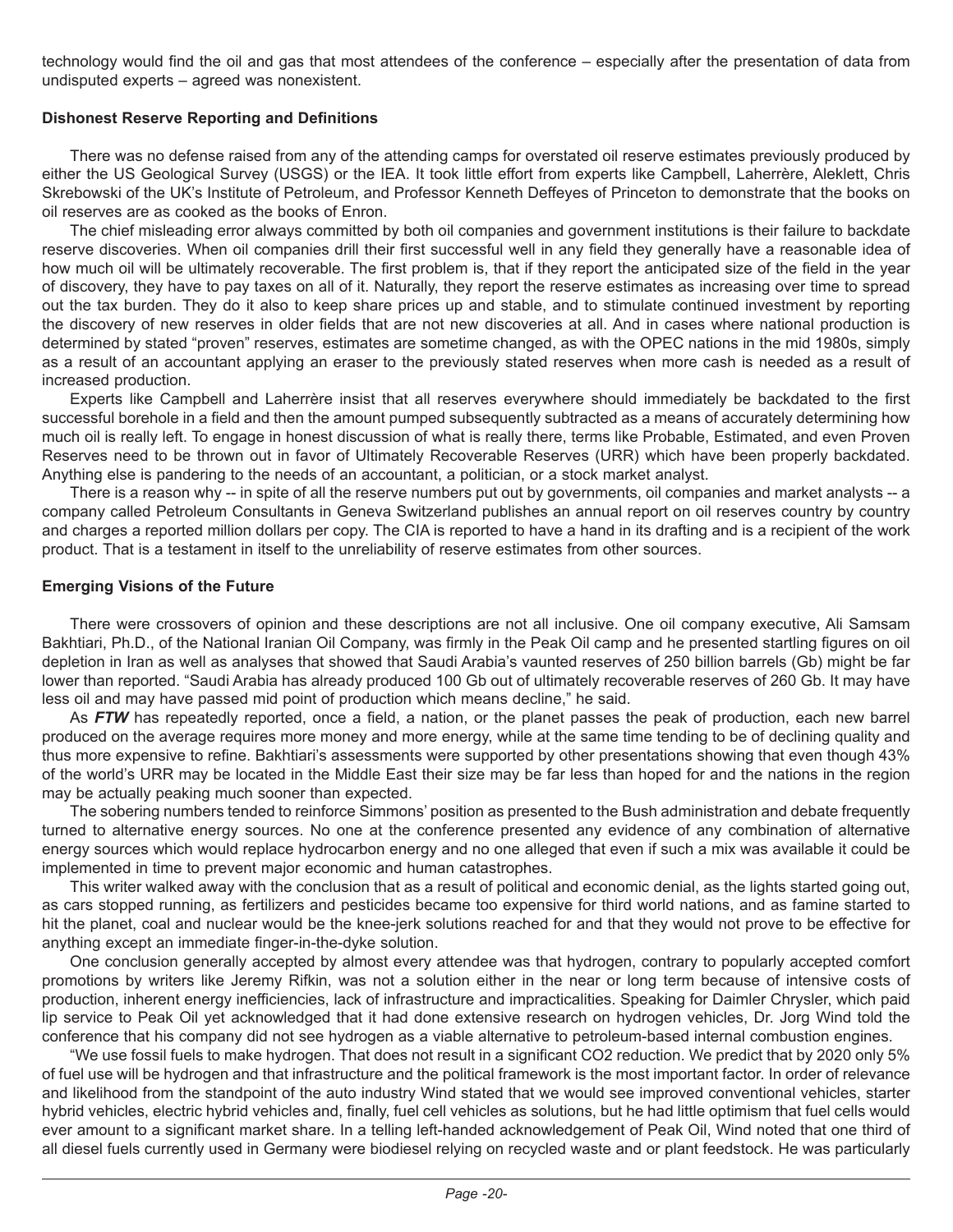technology would find the oil and gas that most attendees of the conference – especially after the presentation of data from undisputed experts – agreed was nonexistent.

**Dishonest Reserve Reporting and Definitions**

There was no defense raised from any of the attending camps for overstated oil reserve estimates previously produced by either the US Geological Survey (USGS) or the IEA. It took little effort from experts like Campbell, Laherrère, Aleklett, Chris Skrebowski of the UK's Institute of Petroleum, and Professor Kenneth Deffeyes of Princeton to demonstrate that the books on oil reserves are as cooked as the books of Enron.

The chief misleading error always committed by both oil companies and government institutions is their failure to backdate reserve discoveries. When oil companies drill their first successful well in any field they generally have a reasonable idea of how much oil will be ultimately recoverable. The first problem is, that if they report the anticipated size of the field in the year of discovery, they have to pay taxes on all of it. Naturally, they report the reserve estimates as increasing over time to spread out the tax burden. They do it also to keep share prices up and stable, and to stimulate continued investment by reporting the discovery of new reserves in older fields that are not new discoveries at all. And in cases where national production is determined by stated "proven" reserves, estimates are sometime changed, as with the OPEC nations in the mid 1980s, simply as a result of an accountant applying an eraser to the previously stated reserves when more cash is needed as a result of increased production.

Experts like Campbell and Laherrère insist that all reserves everywhere should immediately be backdated to the first successful borehole in a field and then the amount pumped subsequently subtracted as a means of accurately determining how much oil is really left. To engage in honest discussion of what is really there, terms like Probable, Estimated, and even Proven Reserves need to be thrown out in favor of Ultimately Recoverable Reserves (URR) which have been properly backdated. Anything else is pandering to the needs of an accountant, a politician, or a stock market analyst.

There is a reason why -- in spite of all the reserve numbers put out by governments, oil companies and market analysts -- a company called Petroleum Consultants in Geneva Switzerland publishes an annual report on oil reserves country by country and charges a reported million dollars per copy. The CIA is reported to have a hand in its drafting and is a recipient of the work product. That is a testament in itself to the unreliability of reserve estimates from other sources.

**Emerging Visions of the Future**

There were crossovers of opinion and these descriptions are not all inclusive. One oil company executive, Ali Samsam Bakhtiari, Ph.D., of the National Iranian Oil Company, was firmly in the Peak Oil camp and he presented startling figures on oil depletion in Iran as well as analyses that showed that Saudi Arabia's vaunted reserves of 250 billion barrels (Gb) might be far lower than reported. "Saudi Arabia has already produced 100 Gb out of ultimately recoverable reserves of 260 Gb. It may have less oil and may have passed mid point of production which means decline," he said.

As ***FTW*** has repeatedly reported, once a field, a nation, or the planet passes the peak of production, each new barrel produced on the average requires more money and more energy, while at the same time tending to be of declining quality and thus more expensive to refine. Bakhtiari's assessments were supported by other presentations showing that even though 43% of the world's URR may be located in the Middle East their size may be far less than hoped for and the nations in the region may be actually peaking much sooner than expected.

The sobering numbers tended to reinforce Simmons' position as presented to the Bush administration and debate frequently turned to alternative energy sources. No one at the conference presented any evidence of any combination of alternative energy sources which would replace hydrocarbon energy and no one alleged that even if such a mix was available it could be implemented in time to prevent major economic and human catastrophes.

This writer walked away with the conclusion that as a result of political and economic denial, as the lights started going out, as cars stopped running, as fertilizers and pesticides became too expensive for third world nations, and as famine started to hit the planet, coal and nuclear would be the knee-jerk solutions reached for and that they would not prove to be effective for anything except an immediate finger-in-the-dyke solution.

One conclusion generally accepted by almost every attendee was that hydrogen, contrary to popularly accepted comfort promotions by writers like Jeremy Rifkin, was not a solution either in the near or long term because of intensive costs of production, inherent energy inefficiencies, lack of infrastructure and impracticalities. Speaking for Daimler Chrysler, which paid lip service to Peak Oil yet acknowledged that it had done extensive research on hydrogen vehicles, Dr. Jorg Wind told the conference that his company did not see hydrogen as a viable alternative to petroleum-based internal combustion engines.

"We use fossil fuels to make hydrogen. That does not result in a significant CO2 reduction. We predict that by 2020 only 5% of fuel use will be hydrogen and that infrastructure and the political framework is the most important factor. In order of relevance and likelihood from the standpoint of the auto industry Wind stated that we would see improved conventional vehicles, starter hybrid vehicles, electric hybrid vehicles and, finally, fuel cell vehicles as solutions, but he had little optimism that fuel cells would ever amount to a significant market share. In a telling left-handed acknowledgement of Peak Oil, Wind noted that one third of all diesel fuels currently used in Germany were biodiesel relying on recycled waste and or plant feedstock. He was particularly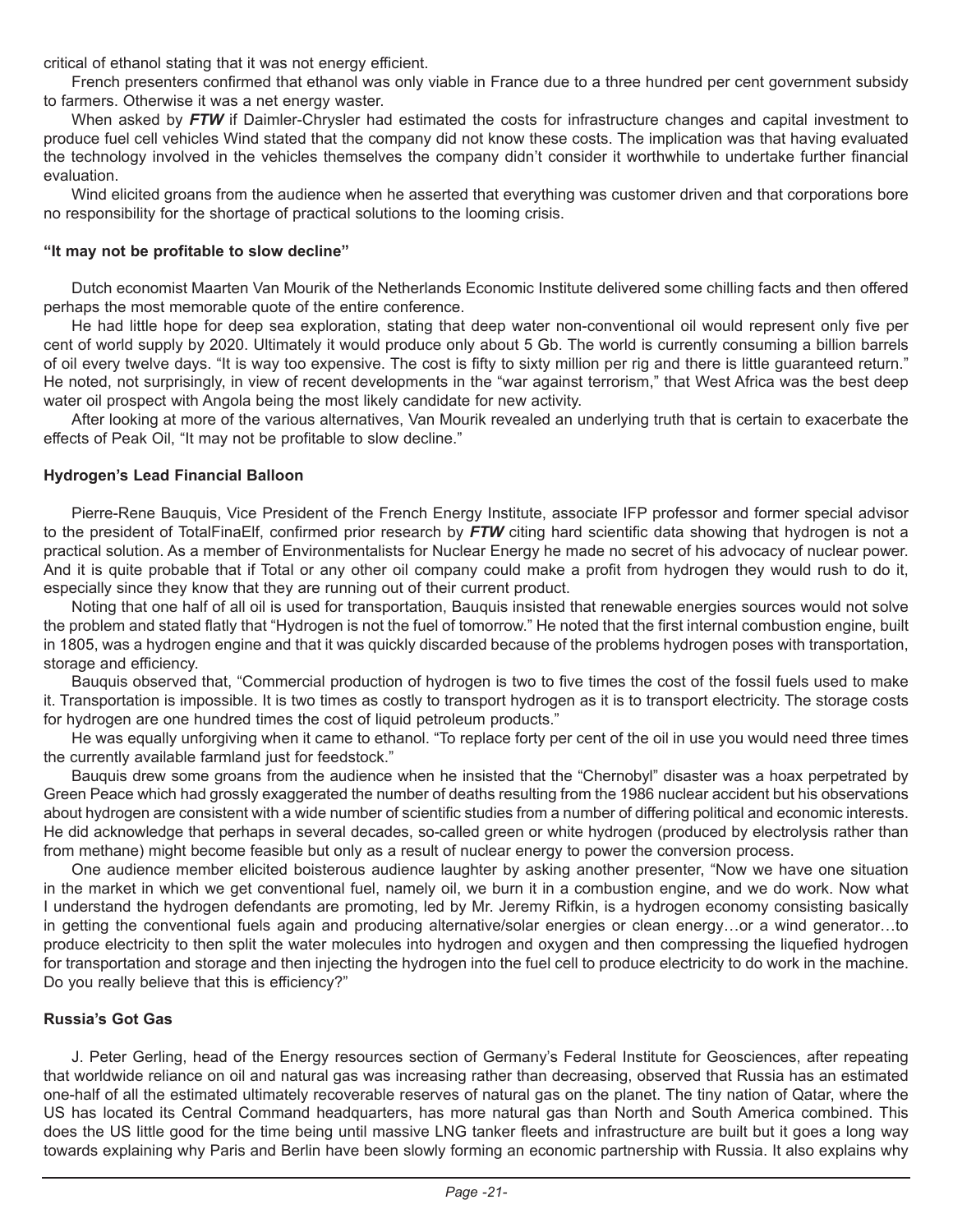critical of ethanol stating that it was not energy efficient.

French presenters confirmed that ethanol was only viable in France due to a three hundred per cent government subsidy to farmers. Otherwise it was a net energy waster.

When asked by ***FTW*** if Daimler-Chrysler had estimated the costs for infrastructure changes and capital investment to produce fuel cell vehicles Wind stated that the company did not know these costs. The implication was that having evaluated the technology involved in the vehicles themselves the company didn't consider it worthwhile to undertake further financial evaluation.

Wind elicited groans from the audience when he asserted that everything was customer driven and that corporations bore no responsibility for the shortage of practical solutions to the looming crisis.

#### "It may not be profitable to slow decline"

Dutch economist Maarten Van Mourik of the Netherlands Economic Institute delivered some chilling facts and then offered perhaps the most memorable quote of the entire conference.

He had little hope for deep sea exploration, stating that deep water non-conventional oil would represent only five per cent of world supply by 2020. Ultimately it would produce only about 5 Gb. The world is currently consuming a billion barrels of oil every twelve days. "It is way too expensive. The cost is fifty to sixty million per rig and there is little guaranteed return." He noted, not surprisingly, in view of recent developments in the "war against terrorism," that West Africa was the best deep water oil prospect with Angola being the most likely candidate for new activity.

After looking at more of the various alternatives, Van Mourik revealed an underlying truth that is certain to exacerbate the effects of Peak Oil, "It may not be profitable to slow decline."

#### Hydrogen's Lead Financial Balloon

Pierre-Rene Bauquis, Vice President of the French Energy Institute, associate IFP professor and former special advisor to the president of TotalFinaElf, confirmed prior research by ***FTW*** citing hard scientific data showing that hydrogen is not a practical solution. As a member of Environmentalists for Nuclear Energy he made no secret of his advocacy of nuclear power. And it is quite probable that if Total or any other oil company could make a profit from hydrogen they would rush to do it, especially since they know that they are running out of their current product.

Noting that one half of all oil is used for transportation, Bauquis insisted that renewable energies sources would not solve the problem and stated flatly that "Hydrogen is not the fuel of tomorrow." He noted that the first internal combustion engine, built in 1805, was a hydrogen engine and that it was quickly discarded because of the problems hydrogen poses with transportation, storage and efficiency.

Bauquis observed that, "Commercial production of hydrogen is two to five times the cost of the fossil fuels used to make it. Transportation is impossible. It is two times as costly to transport hydrogen as it is to transport electricity. The storage costs for hydrogen are one hundred times the cost of liquid petroleum products."

He was equally unforgiving when it came to ethanol. "To replace forty per cent of the oil in use you would need three times the currently available farmland just for feedstock."

Bauquis drew some groans from the audience when he insisted that the "Chernobyl" disaster was a hoax perpetrated by Green Peace which had grossly exaggerated the number of deaths resulting from the 1986 nuclear accident but his observations about hydrogen are consistent with a wide number of scientific studies from a number of differing political and economic interests. He did acknowledge that perhaps in several decades, so-called green or white hydrogen (produced by electrolysis rather than from methane) might become feasible but only as a result of nuclear energy to power the conversion process.

One audience member elicited boisterous audience laughter by asking another presenter, "Now we have one situation in the market in which we get conventional fuel, namely oil, we burn it in a combustion engine, and we do work. Now what I understand the hydrogen defendants are promoting, led by Mr. Jeremy Rifkin, is a hydrogen economy consisting basically in getting the conventional fuels again and producing alternative/solar energies or clean energy…or a wind generator…to produce electricity to then split the water molecules into hydrogen and oxygen and then compressing the liquefied hydrogen for transportation and storage and then injecting the hydrogen into the fuel cell to produce electricity to do work in the machine. Do you really believe that this is efficiency?"

#### Russia's Got Gas

J. Peter Gerling, head of the Energy resources section of Germany's Federal Institute for Geosciences, after repeating that worldwide reliance on oil and natural gas was increasing rather than decreasing, observed that Russia has an estimated one-half of all the estimated ultimately recoverable reserves of natural gas on the planet. The tiny nation of Qatar, where the US has located its Central Command headquarters, has more natural gas than North and South America combined. This does the US little good for the time being until massive LNG tanker fleets and infrastructure are built but it goes a long way towards explaining why Paris and Berlin have been slowly forming an economic partnership with Russia. It also explains why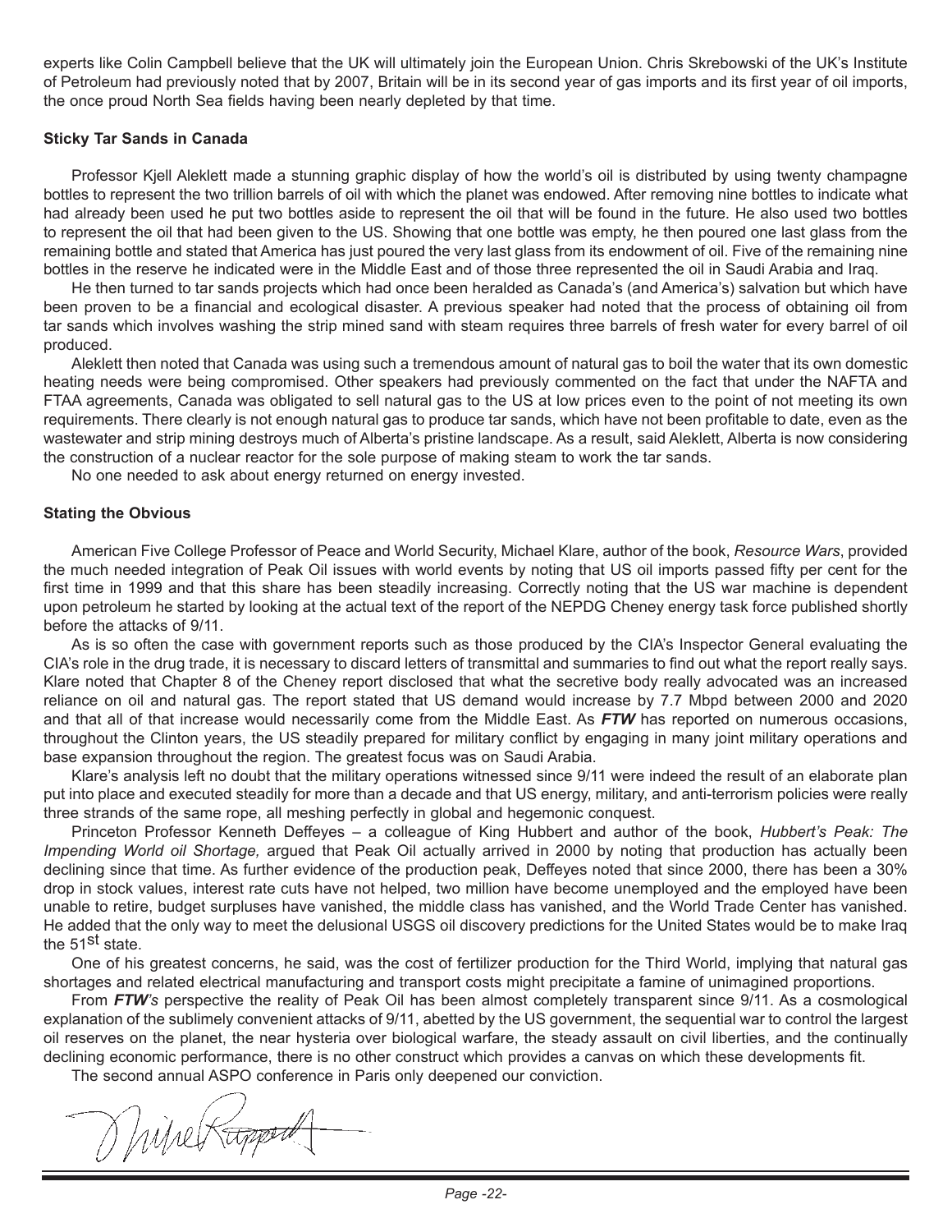experts like Colin Campbell believe that the UK will ultimately join the European Union. Chris Skrebowski of the UK's Institute of Petroleum had previously noted that by 2007, Britain will be in its second year of gas imports and its first year of oil imports, the once proud North Sea fields having been nearly depleted by that time.

### Sticky Tar Sands in Canada

Professor Kjell Aleklett made a stunning graphic display of how the world's oil is distributed by using twenty champagne bottles to represent the two trillion barrels of oil with which the planet was endowed. After removing nine bottles to indicate what had already been used he put two bottles aside to represent the oil that will be found in the future. He also used two bottles to represent the oil that had been given to the US. Showing that one bottle was empty, he then poured one last glass from the remaining bottle and stated that America has just poured the very last glass from its endowment of oil. Five of the remaining nine bottles in the reserve he indicated were in the Middle East and of those three represented the oil in Saudi Arabia and Iraq.

He then turned to tar sands projects which had once been heralded as Canada's (and America's) salvation but which have been proven to be a financial and ecological disaster. A previous speaker had noted that the process of obtaining oil from tar sands which involves washing the strip mined sand with steam requires three barrels of fresh water for every barrel of oil produced.

Aleklett then noted that Canada was using such a tremendous amount of natural gas to boil the water that its own domestic heating needs were being compromised. Other speakers had previously commented on the fact that under the NAFTA and FTAA agreements, Canada was obligated to sell natural gas to the US at low prices even to the point of not meeting its own requirements. There clearly is not enough natural gas to produce tar sands, which have not been profitable to date, even as the wastewater and strip mining destroys much of Alberta's pristine landscape. As a result, said Aleklett, Alberta is now considering the construction of a nuclear reactor for the sole purpose of making steam to work the tar sands.

No one needed to ask about energy returned on energy invested.

### Stating the Obvious

American Five College Professor of Peace and World Security, Michael Klare, author of the book, *Resource Wars*, provided the much needed integration of Peak Oil issues with world events by noting that US oil imports passed fifty per cent for the first time in 1999 and that this share has been steadily increasing. Correctly noting that the US war machine is dependent upon petroleum he started by looking at the actual text of the report of the NEPDG Cheney energy task force published shortly before the attacks of 9/11.

As is so often the case with government reports such as those produced by the CIA's Inspector General evaluating the CIA's role in the drug trade, it is necessary to discard letters of transmittal and summaries to find out what the report really says. Klare noted that Chapter 8 of the Cheney report disclosed that what the secretive body really advocated was an increased reliance on oil and natural gas. The report stated that US demand would increase by 7.7 Mbpd between 2000 and 2020 and that all of that increase would necessarily come from the Middle East. As ***FTW*** has reported on numerous occasions, throughout the Clinton years, the US steadily prepared for military conflict by engaging in many joint military operations and base expansion throughout the region. The greatest focus was on Saudi Arabia.

Klare's analysis left no doubt that the military operations witnessed since 9/11 were indeed the result of an elaborate plan put into place and executed steadily for more than a decade and that US energy, military, and anti-terrorism policies were really three strands of the same rope, all meshing perfectly in global and hegemonic conquest.

Princeton Professor Kenneth Deffeyes – a colleague of King Hubbert and author of the book, *Hubbert's Peak: The Impending World oil Shortage,* argued that Peak Oil actually arrived in 2000 by noting that production has actually been declining since that time. As further evidence of the production peak, Deffeyes noted that since 2000, there has been a 30% drop in stock values, interest rate cuts have not helped, two million have become unemployed and the employed have been unable to retire, budget surpluses have vanished, the middle class has vanished, and the World Trade Center has vanished. He added that the only way to meet the delusional USGS oil discovery predictions for the United States would be to make Iraq the 51st state.

One of his greatest concerns, he said, was the cost of fertilizer production for the Third World, implying that natural gas shortages and related electrical manufacturing and transport costs might precipitate a famine of unimagined proportions.

From ***FTW's*** perspective the reality of Peak Oil has been almost completely transparent since 9/11. As a cosmological explanation of the sublimely convenient attacks of 9/11, abetted by the US government, the sequential war to control the largest oil reserves on the planet, the near hysteria over biological warfare, the steady assault on civil liberties, and the continually declining economic performance, there is no other construct which provides a canvas on which these developments fit.

The second annual ASPO conference in Paris only deepened our conviction.

Mike Ruppert